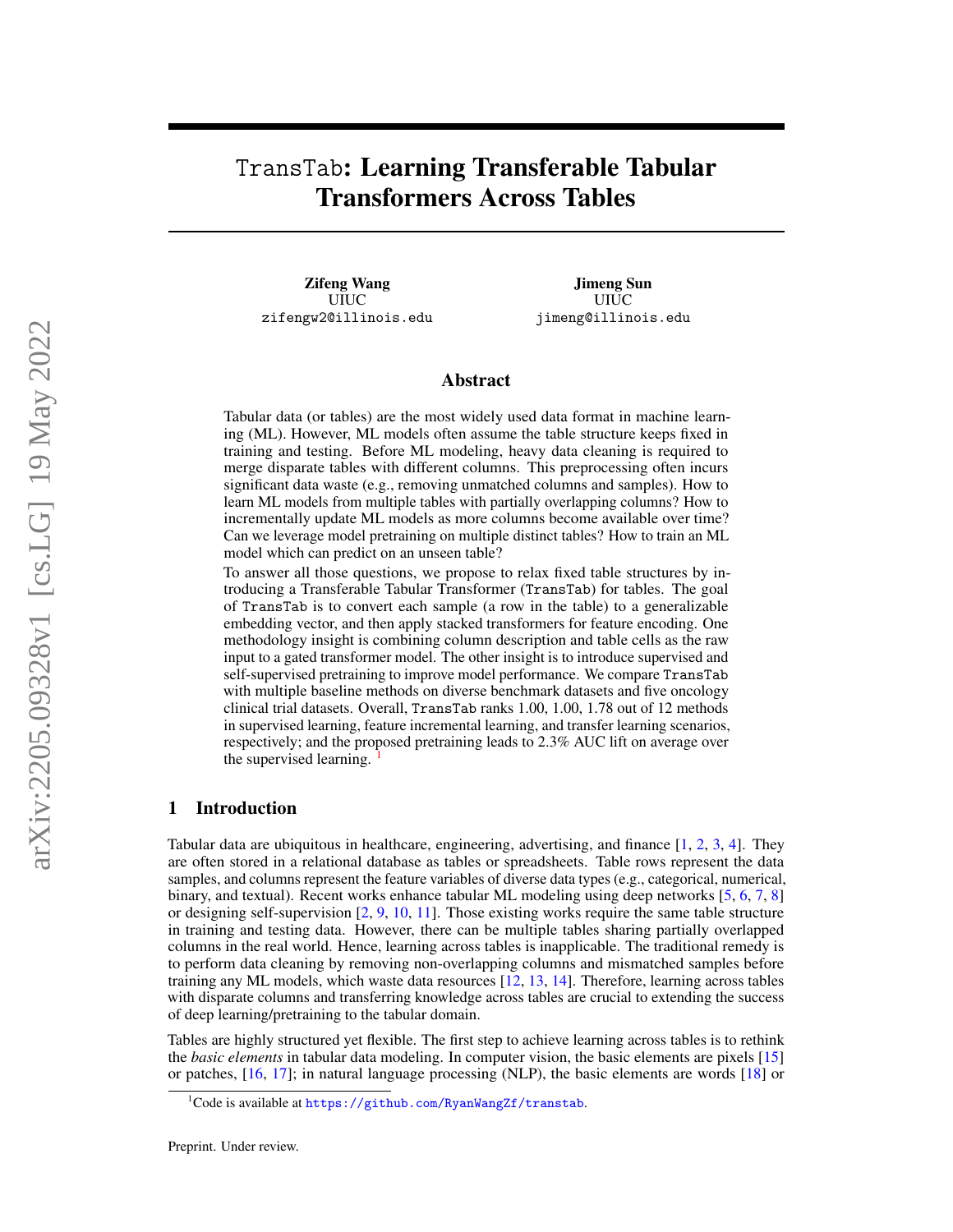# TransTab: Learning Transferable Tabular Transformers Across Tables

**Zifeng Wang**
UIUC
zifengw2@illinois.edu

**Jimeng Sun**
UIUC
jimeng@illinois.edu

## Abstract

Tabular data (or tables) are the most widely used data format in machine learning (ML). However, ML models often assume the table structure keeps fixed in training and testing. Before ML modeling, heavy data cleaning is required to merge disparate tables with different columns. This preprocessing often incurs significant data waste (e.g., removing unmatched columns and samples). How to learn ML models from multiple tables with partially overlapping columns? How to incrementally update ML models as more columns become available over time? Can we leverage model pretraining on multiple distinct tables? How to train an ML model which can predict on an unseen table?

To answer all those questions, we propose to relax fixed table structures by introducing a Transferable Tabular Transformer (TransTab) for tables. The goal of TransTab is to convert each sample (a row in the table) to a generalizable embedding vector, and then apply stacked transformers for feature encoding. One methodology insight is combining column description and table cells as the raw input to a gated transformer model. The other insight is to introduce supervised and self-supervised pretraining to improve model performance. We compare TransTab with multiple baseline methods on diverse benchmark datasets and five oncology clinical trial datasets. Overall, TransTab ranks 1.00, 1.00, 1.78 out of 12 methods in supervised learning, feature incremental learning, and transfer learning scenarios, respectively; and the proposed pretraining leads to 2.3% AUC lift on average over the supervised learning. [1]

## 1 Introduction

Tabular data are ubiquitous in healthcare, engineering, advertising, and finance [1, 2, 3, 4]. They are often stored in a relational database as tables or spreadsheets. Table rows represent the data samples, and columns represent the feature variables of diverse data types (e.g., categorical, numerical, binary, and textual). Recent works enhance tabular ML modeling using deep networks [5, 6, 7, 8] or designing self-supervision [2, 9, 10, 11]. Those existing works require the same table structure in training and testing data. However, there can be multiple tables sharing partially overlapped columns in the real world. Hence, learning across tables is inapplicable. The traditional remedy is to perform data cleaning by removing non-overlapping columns and mismatched samples before training any ML models, which waste data resources [12, 13, 14]. Therefore, learning across tables with disparate columns and transferring knowledge across tables are crucial to extending the success of deep learning/pretraining to the tabular domain.

Tables are highly structured yet flexible. The first step to achieve learning across tables is to rethink the *basic elements* in tabular data modeling. In computer vision, the basic elements are pixels [15] or patches, [16, 17]; in natural language processing (NLP), the basic elements are words [18] or

[1] Code is available at https://github.com/RyanWangZf/transtab.

Preprint. Under review.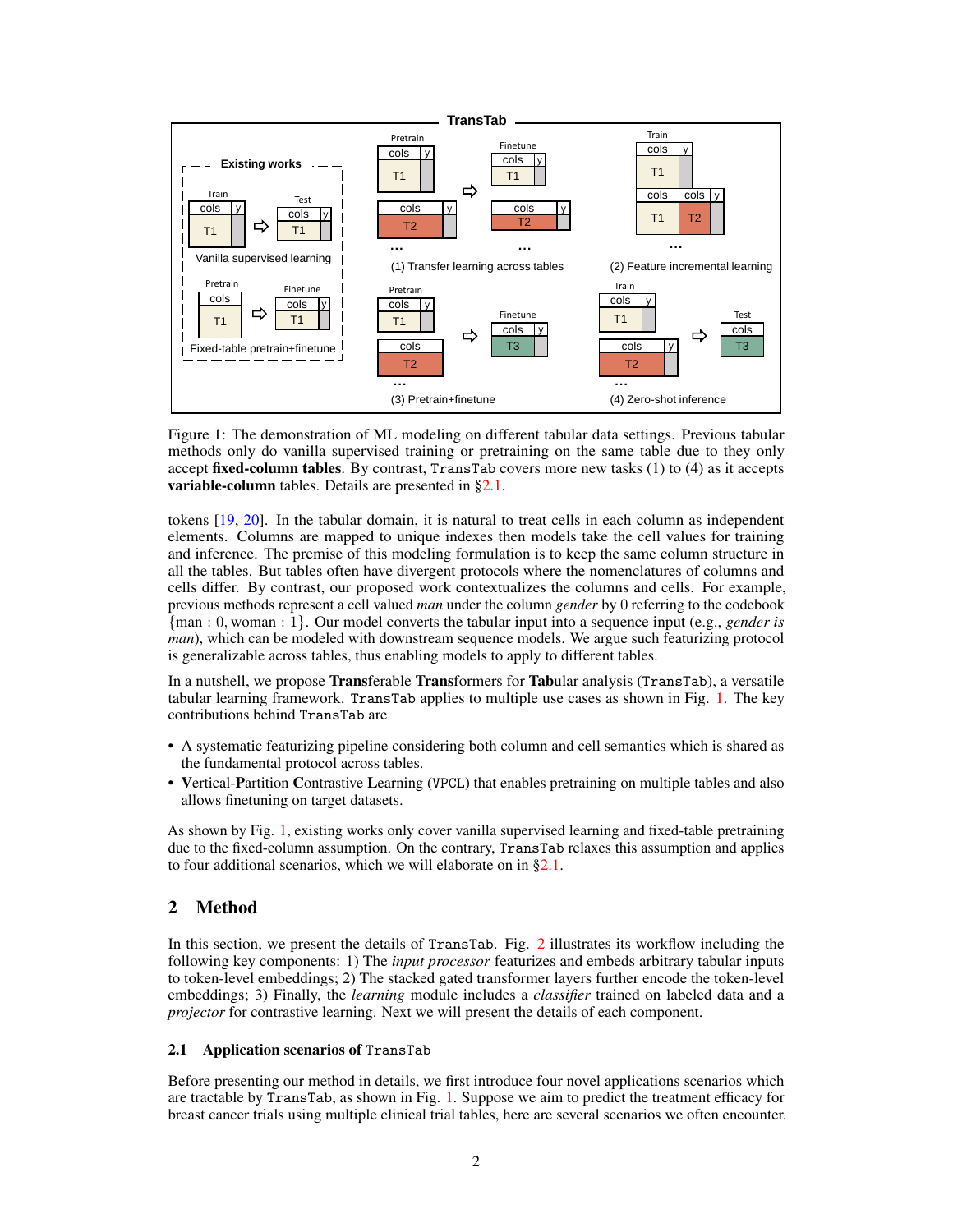Figure 1: The demonstration of ML modeling on different tabular data settings. Previous tabular methods only do vanilla supervised training or pretraining on the same table due to they only accept **fixed-column tables**. By contrast, TransTab covers more new tasks (1) to (4) as it accepts **variable-column** tables. Details are presented in §2.1.

tokens [19, 20]. In the tabular domain, it is natural to treat cells in each column as independent elements. Columns are mapped to unique indexes then models take the cell values for training and inference. The premise of this modeling formulation is to keep the same column structure in all the tables. But tables often have divergent protocols where the nomenclatures of columns and cells differ. By contrast, our proposed work contextualizes the columns and cells. For example, previous methods represent a cell valued *man* under the column *gender* by 0 referring to the codebook $\{\text{man} : 0, \text{woman} : 1\}$. Our model converts the tabular input into a sequence input (e.g., *gender is man*), which can be modeled with downstream sequence models. We argue such featurizing protocol is generalizable across tables, thus enabling models to apply to different tables.

In a nutshell, we propose **Trans**ferable **Trans**formers for **Tab**ular analysis (TransTab), a versatile tabular learning framework. TransTab applies to multiple use cases as shown in Fig. 1. The key contributions behind TransTab are

- A systematic featurizing pipeline considering both column and cell semantics which is shared as the fundamental protocol across tables.
- **V**ertical-**P**artition **C**ontrastive **L**earning (VPCL) that enables pretraining on multiple tables and also allows finetuning on target datasets.

As shown by Fig. 1, existing works only cover vanilla supervised learning and fixed-table pretraining due to the fixed-column assumption. On the contrary, TransTab relaxes this assumption and applies to four additional scenarios, which we will elaborate on in §2.1.

## 2 Method

In this section, we present the details of TransTab. Fig. 2 illustrates its workflow including the following key components: 1) The *input processor* featurizes and embeds arbitrary tabular inputs to token-level embeddings; 2) The stacked gated transformer layers further encode the token-level embeddings; 3) Finally, the *learning* module includes a *classifier* trained on labeled data and a *projector* for contrastive learning. Next we will present the details of each component.

### 2.1 Application scenarios of TransTab

Before presenting our method in details, we first introduce four novel applications scenarios which are tractable by TransTab, as shown in Fig. 1. Suppose we aim to predict the treatment efficacy for breast cancer trials using multiple clinical trial tables, here are several scenarios we often encounter.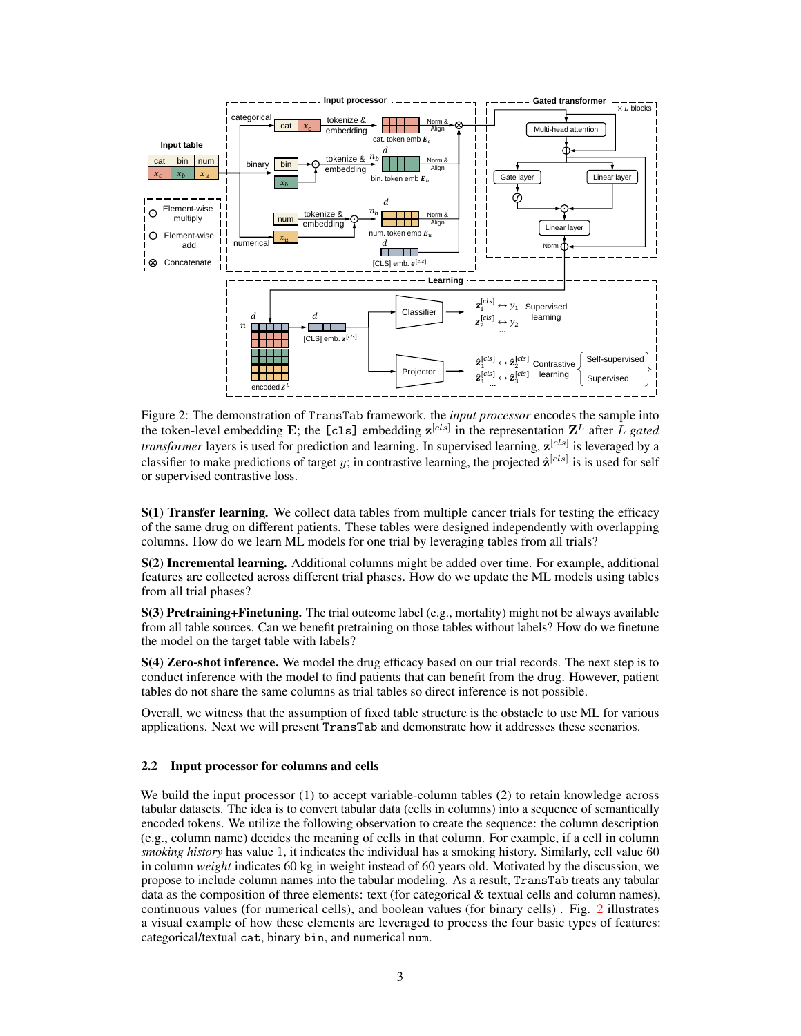Figure 2: The demonstration of `TransTab` framework. the *input processor* encodes the sample into the token-level embedding $\mathbf{E}$; the `[cls]` embedding $\mathbf{z}^{[cls]}$ in the representation $\mathbf{Z}^L$ after $L$ *gated transformer* layers is used for prediction and learning. In supervised learning, $\mathbf{z}^{[cls]}$ is leveraged by a classifier to make predictions of target $y$; in contrastive learning, the projected $\hat{\mathbf{z}}^{[cls]}$ is is used for self or supervised contrastive loss.

**S(1) Transfer learning.** We collect data tables from multiple cancer trials for testing the efficacy of the same drug on different patients. These tables were designed independently with overlapping columns. How do we learn ML models for one trial by leveraging tables from all trials?

**S(2) Incremental learning.** Additional columns might be added over time. For example, additional features are collected across different trial phases. How do we update the ML models using tables from all trial phases?

**S(3) Pretraining+Finetuning.** The trial outcome label (e.g., mortality) might not be always available from all table sources. Can we benefit pretraining on those tables without labels? How do we finetune the model on the target table with labels?

**S(4) Zero-shot inference.** We model the drug efficacy based on our trial records. The next step is to conduct inference with the model to find patients that can benefit from the drug. However, patient tables do not share the same columns as trial tables so direct inference is not possible.

Overall, we witness that the assumption of fixed table structure is the obstacle to use ML for various applications. Next we will present `TransTab` and demonstrate how it addresses these scenarios.

### 2.2 Input processor for columns and cells

We build the input processor (1) to accept variable-column tables (2) to retain knowledge across tabular datasets. The idea is to convert tabular data (cells in columns) into a sequence of semantically encoded tokens. We utilize the following observation to create the sequence: the column description (e.g., column name) decides the meaning of cells in that column. For example, if a cell in column *smoking history* has value 1, it indicates the individual has a smoking history. Similarly, cell value 60 in column *weight* indicates 60 kg in weight instead of 60 years old. Motivated by the discussion, we propose to include column names into the tabular modeling. As a result, `TransTab` treats any tabular data as the composition of three elements: text (for categorical & textual cells and column names), continuous values (for numerical cells), and boolean values (for binary cells) . Fig. 2 illustrates a visual example of how these elements are leveraged to process the four basic types of features: categorical/textual `cat`, binary `bin`, and numerical `num`.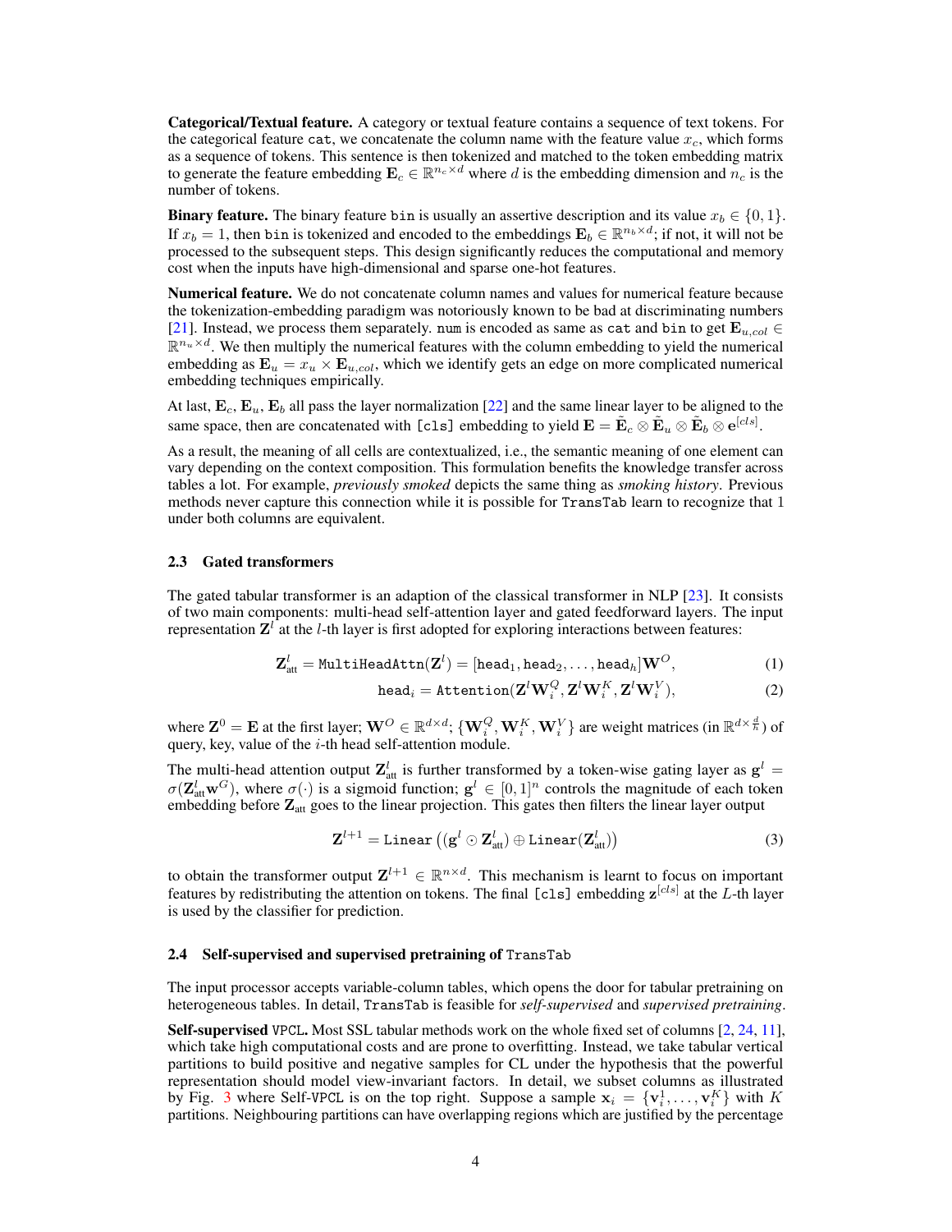**Categorical/Textual feature.** A category or textual feature contains a sequence of text tokens. For the categorical feature `cat`, we concatenate the column name with the feature value $x_c$, which forms as a sequence of tokens. This sentence is then tokenized and matched to the token embedding matrix to generate the feature embedding $\mathbf{E}_c \in \mathbb{R}^{n_c \times d}$ where $d$ is the embedding dimension and $n_c$ is the number of tokens.

**Binary feature.** The binary feature `bin` is usually an assertive description and its value $x_b \in \{0, 1\}$. If $x_b = 1$, then `bin` is tokenized and encoded to the embeddings $\mathbf{E}_b \in \mathbb{R}^{n_b \times d}$; if not, it will not be processed to the subsequent steps. This design significantly reduces the computational and memory cost when the inputs have high-dimensional and sparse one-hot features.

**Numerical feature.** We do not concatenate column names and values for numerical feature because the tokenization-embedding paradigm was notoriously known to be bad at discriminating numbers [21]. Instead, we process them separately. `num` is encoded as same as `cat` and `bin` to get $\mathbf{E}_{u,col} \in \mathbb{R}^{n_u \times d}$. We then multiply the numerical features with the column embedding to yield the numerical embedding as $\mathbf{E}_u = x_u \times \mathbf{E}_{u,col}$, which we identify gets an edge on more complicated numerical embedding techniques empirically.

At last, $\mathbf{E}_c$, $\mathbf{E}_u$, $\mathbf{E}_b$ all pass the layer normalization [22] and the same linear layer to be aligned to the same space, then are concatenated with `[cls]` embedding to yield $\mathbf{E} = \tilde{\mathbf{E}}_c \otimes \tilde{\mathbf{E}}_u \otimes \tilde{\mathbf{E}}_b \otimes \mathbf{e}^{[cls]}$.

As a result, the meaning of all cells are contextualized, i.e., the semantic meaning of one element can vary depending on the context composition. This formulation benefits the knowledge transfer across tables a lot. For example, *previously smoked* depicts the same thing as *smoking history*. Previous methods never capture this connection while it is possible for `TransTab` learn to recognize that 1 under both columns are equivalent.

### 2.3 Gated transformers

The gated tabular transformer is an adaption of the classical transformer in NLP [23]. It consists of two main components: multi-head self-attention layer and gated feedforward layers. The input representation $\mathbf{Z}^l$ at the $l$-th layer is first adopted for exploring interactions between features:

$$\mathbf{Z}^l_{\text{att}} = \texttt{MultiHeadAttn}(\mathbf{Z}^l) = [\texttt{head}_1, \texttt{head}_2, \ldots, \texttt{head}_h]\mathbf{W}^O, \tag{1}$$

$$\texttt{head}_i = \texttt{Attention}(\mathbf{Z}^l \mathbf{W}^Q_i, \mathbf{Z}^l \mathbf{W}^K_i, \mathbf{Z}^l \mathbf{W}^V_i), \tag{2}$$

where $\mathbf{Z}^0 = \mathbf{E}$ at the first layer; $\mathbf{W}^O \in \mathbb{R}^{d \times d}$; $\{\mathbf{W}^Q_i, \mathbf{W}^K_i, \mathbf{W}^V_i\}$ are weight matrices (in $\mathbb{R}^{d \times \frac{d}{h}}$) of query, key, value of the $i$-th head self-attention module.

The multi-head attention output $\mathbf{Z}^l_{\text{att}}$ is further transformed by a token-wise gating layer as $\mathbf{g}^l = \sigma(\mathbf{Z}^l_{\text{att}} \mathbf{w}^G)$, where $\sigma(\cdot)$ is a sigmoid function; $\mathbf{g}^l \in [0, 1]^n$ controls the magnitude of each token embedding before $\mathbf{Z}_{\text{att}}$ goes to the linear projection. This gates then filters the linear layer output

$$\mathbf{Z}^{l+1} = \texttt{Linear}\left((\mathbf{g}^l \odot \mathbf{Z}^l_{\text{att}}) \oplus \texttt{Linear}(\mathbf{Z}^l_{\text{att}})\right) \tag{3}$$

to obtain the transformer output $\mathbf{Z}^{l+1} \in \mathbb{R}^{n \times d}$. This mechanism is learnt to focus on important features by redistributing the attention on tokens. The final `[cls]` embedding $\mathbf{z}^{[cls]}$ at the $L$-th layer is used by the classifier for prediction.

### 2.4 Self-supervised and supervised pretraining of `TransTab`

The input processor accepts variable-column tables, which opens the door for tabular pretraining on heterogeneous tables. In detail, `TransTab` is feasible for *self-supervised* and *supervised pretraining*.

**Self-supervised `VPCL`.** Most SSL tabular methods work on the whole fixed set of columns [2, 24, 11], which take high computational costs and are prone to overfitting. Instead, we take tabular vertical partitions to build positive and negative samples for CL under the hypothesis that the powerful representation should model view-invariant factors. In detail, we subset columns as illustrated by Fig. 3 where Self-`VPCL` is on the top right. Suppose a sample $\mathbf{x}_i = \{\mathbf{v}^1_i, \ldots, \mathbf{v}^K_i\}$ with $K$ partitions. Neighbouring partitions can have overlapping regions which are justified by the percentage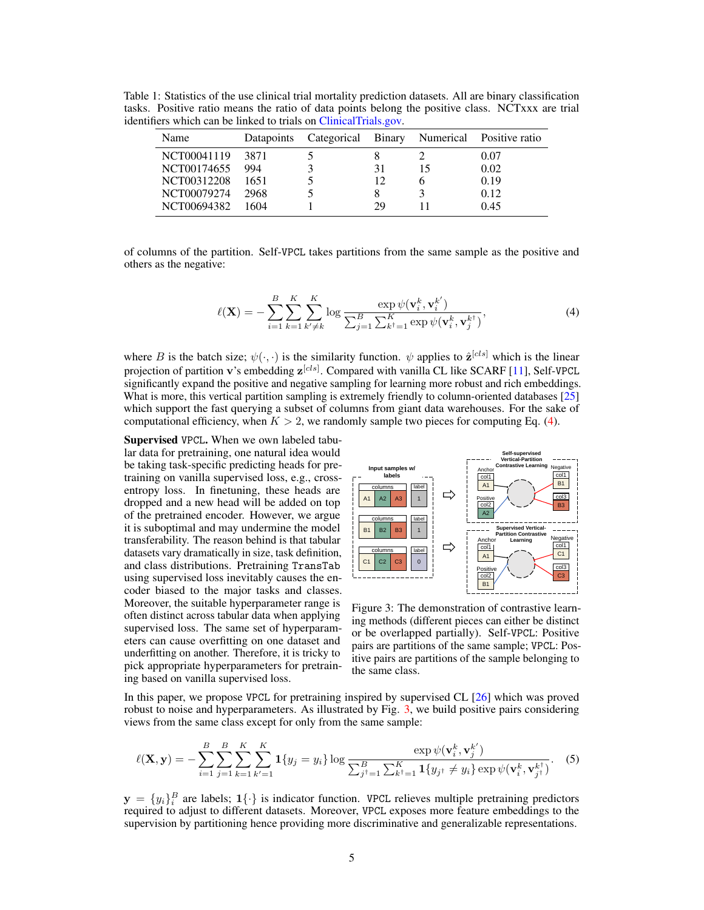Table 1: Statistics of the use clinical trial mortality prediction datasets. All are binary classification tasks. Positive ratio means the ratio of data points belong the positive class. NCTxxx are trial identifiers which can be linked to trials on ClinicalTrials.gov.

| Name | Datapoints | Categorical | Binary | Numerical | Positive ratio |
|---|---|---|---|---|---|
| NCT00041119 | 3871 | 5 | 8 | 2 | 0.07 |
| NCT00174655 | 994 | 3 | 31 | 15 | 0.02 |
| NCT00312208 | 1651 | 5 | 12 | 6 | 0.19 |
| NCT00079274 | 2968 | 5 | 8 | 3 | 0.12 |
| NCT00694382 | 1604 | 1 | 29 | 11 | 0.45 |

of columns of the partition. Self-VPCL takes partitions from the same sample as the positive and others as the negative:

$$\ell(\mathbf{X}) = -\sum_{i=1}^{B}\sum_{k=1}^{K}\sum_{k' \neq k}^{K} \log \frac{\exp \psi(\mathbf{v}_i^k, \mathbf{v}_i^{k'})}{\sum_{j=1}^{B}\sum_{k^\dagger=1}^{K} \exp \psi(\mathbf{v}_i^k, \mathbf{v}_j^{k^\dagger})}, \tag{4}$$

where $B$ is the batch size; $\psi(\cdot,\cdot)$ is the similarity function. $\psi$ applies to $\hat{\mathbf{z}}^{[cls]}$ which is the linear projection of partition $\mathbf{v}$'s embedding $\mathbf{z}^{[cls]}$. Compared with vanilla CL like SCARF [11], Self-VPCL significantly expand the positive and negative sampling for learning more robust and rich embeddings. What is more, this vertical partition sampling is extremely friendly to column-oriented databases [25] which support the fast querying a subset of columns from giant data warehouses. For the sake of computational efficiency, when $K > 2$, we randomly sample two pieces for computing Eq. (4).

**Supervised VPCL.** When we own labeled tabular data for pretraining, one natural idea would be taking task-specific predicting heads for pretraining on vanilla supervised loss, e.g., cross-entropy loss. In finetuning, these heads are dropped and a new head will be added on top of the pretrained encoder. However, we argue it is suboptimal and may undermine the model transferability. The reason behind is that tabular datasets vary dramatically in size, task definition, and class distributions. Pretraining TransTab using supervised loss inevitably causes the encoder biased to the major tasks and classes. Moreover, the suitable hyperparameter range is often distinct across tabular data when applying supervised loss. The same set of hyperparameters can cause overfitting on one dataset and underfitting on another. Therefore, it is tricky to pick appropriate hyperparameters for pretraining based on vanilla supervised loss.

Figure 3: The demonstration of contrastive learning methods (different pieces can either be distinct or be overlapped partially). Self-VPCL: Positive pairs are partitions of the same sample; VPCL: Positive pairs are partitions of the sample belonging to the same class.

In this paper, we propose VPCL for pretraining inspired by supervised CL [26] which was proved robust to noise and hyperparameters. As illustrated by Fig. 3, we build positive pairs considering views from the same class except for only from the same sample:

$$\ell(\mathbf{X}, \mathbf{y}) = -\sum_{i=1}^{B}\sum_{j=1}^{B}\sum_{k=1}^{K}\sum_{k'=1}^{K} \mathbf{1}\{y_j = y_i\} \log \frac{\exp \psi(\mathbf{v}_i^k, \mathbf{v}_j^{k'})}{\sum_{j^\dagger=1}^{B}\sum_{k^\dagger=1}^{K} \mathbf{1}\{y_{j^\dagger} \neq y_i\} \exp \psi(\mathbf{v}_i^k, \mathbf{v}_{j^\dagger}^{k^\dagger})}. \tag{5}$$

$\mathbf{y} = \{y_i\}_i^B$ are labels; $\mathbf{1}\{\cdot\}$ is indicator function. VPCL relieves multiple pretraining predictors required to adjust to different datasets. Moreover, VPCL exposes more feature embeddings to the supervision by partitioning hence providing more discriminative and generalizable representations.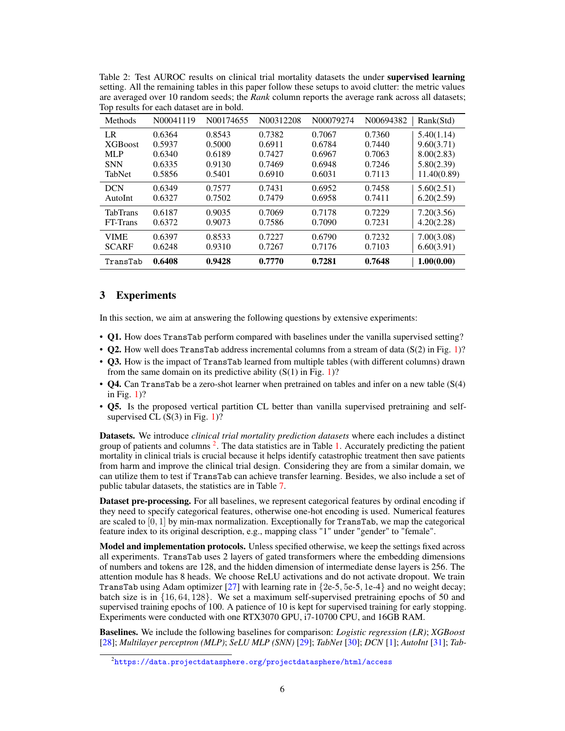Table 2: Test AUROC results on clinical trial mortality datasets the under **supervised learning** setting. All the remaining tables in this paper follow these setups to avoid clutter: the metric values are averaged over 10 random seeds; the *Rank* column reports the average rank across all datasets; Top results for each dataset are in bold.

| Methods | N00041119 | N00174655 | N00312208 | N00079274 | N00694382 | Rank(Std) |
|---|---|---|---|---|---|---|
| LR | 0.6364 | 0.8543 | 0.7382 | 0.7067 | 0.7360 | 5.40(1.14) |
| XGBoost | 0.5937 | 0.5000 | 0.6911 | 0.6784 | 0.7440 | 9.60(3.71) |
| MLP | 0.6340 | 0.6189 | 0.7427 | 0.6967 | 0.7063 | 8.00(2.83) |
| SNN | 0.6335 | 0.9130 | 0.7469 | 0.6948 | 0.7246 | 5.80(2.39) |
| TabNet | 0.5856 | 0.5401 | 0.6910 | 0.6031 | 0.7113 | 11.40(0.89) |
| DCN | 0.6349 | 0.7577 | 0.7431 | 0.6952 | 0.7458 | 5.60(2.51) |
| AutoInt | 0.6327 | 0.7502 | 0.7479 | 0.6958 | 0.7411 | 6.20(2.59) |
| TabTrans | 0.6187 | 0.9035 | 0.7069 | 0.7178 | 0.7229 | 7.20(3.56) |
| FT-Trans | 0.6372 | 0.9073 | 0.7586 | 0.7090 | 0.7231 | 4.20(2.28) |
| VIME | 0.6397 | 0.8533 | 0.7227 | 0.6790 | 0.7232 | 7.00(3.08) |
| SCARF | 0.6248 | 0.9310 | 0.7267 | 0.7176 | 0.7103 | 6.60(3.91) |
| TransTab | **0.6408** | **0.9428** | **0.7770** | **0.7281** | **0.7648** | **1.00(0.00)** |

## 3 Experiments

In this section, we aim at answering the following questions by extensive experiments:

- **Q1.** How does TransTab perform compared with baselines under the vanilla supervised setting?
- **Q2.** How well does TransTab address incremental columns from a stream of data (S(2) in Fig. 1)?
- **Q3.** How is the impact of TransTab learned from multiple tables (with different columns) drawn from the same domain on its predictive ability (S(1) in Fig. 1)?
- **Q4.** Can TransTab be a zero-shot learner when pretrained on tables and infer on a new table (S(4) in Fig. 1)?
- **Q5.** Is the proposed vertical partition CL better than vanilla supervised pretraining and self-supervised CL (S(3) in Fig. 1)?

**Datasets.** We introduce *clinical trial mortality prediction datasets* where each includes a distinct group of patients and columns [2]. The data statistics are in Table 1. Accurately predicting the patient mortality in clinical trials is crucial because it helps identify catastrophic treatment then save patients from harm and improve the clinical trial design. Considering they are from a similar domain, we can utilize them to test if TransTab can achieve transfer learning. Besides, we also include a set of public tabular datasets, the statistics are in Table 7.

**Dataset pre-processing.** For all baselines, we represent categorical features by ordinal encoding if they need to specify categorical features, otherwise one-hot encoding is used. Numerical features are scaled to $[0, 1]$ by min-max normalization. Exceptionally for TransTab, we map the categorical feature index to its original description, e.g., mapping class "1" under "gender" to "female".

**Model and implementation protocols.** Unless specified otherwise, we keep the settings fixed across all experiments. TransTab uses 2 layers of gated transformers where the embedding dimensions of numbers and tokens are 128, and the hidden dimension of intermediate dense layers is 256. The attention module has 8 heads. We choose ReLU activations and do not activate dropout. We train TransTab using Adam optimizer [27] with learning rate in $\{2\text{e-}5, 5\text{e-}5, 1\text{e-}4\}$ and no weight decay; batch size is in $\{16, 64, 128\}$. We set a maximum self-supervised pretraining epochs of 50 and supervised training epochs of 100. A patience of 10 is kept for supervised training for early stopping. Experiments were conducted with one RTX3070 GPU, i7-10700 CPU, and 16GB RAM.

**Baselines.** We include the following baselines for comparison: *Logistic regression (LR)*; *XGBoost* [28]; *Multilayer perceptron (MLP)*; *SeLU MLP (SNN)* [29]; *TabNet* [30]; *DCN* [1]; *AutoInt* [31]; *Tab-*

[2] https://data.projectdatasphere.org/projectdatasphere/html/access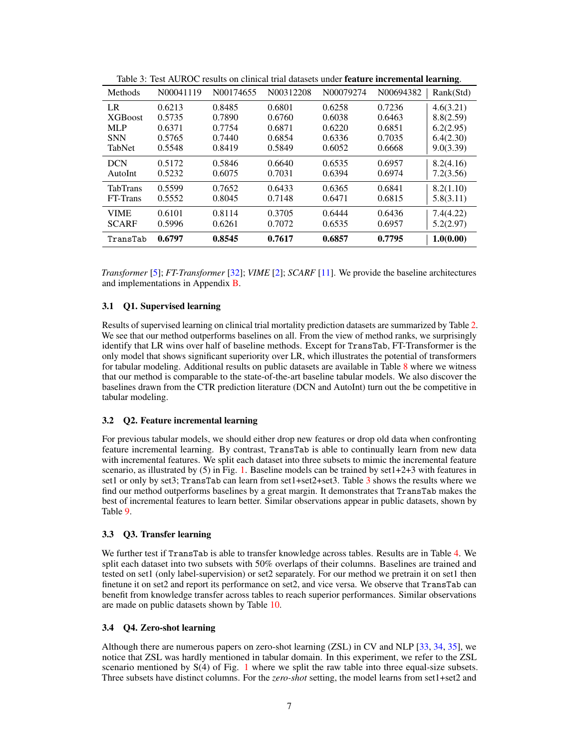Table 3: Test AUROC results on clinical trial datasets under **feature incremental learning**.

| Methods | N00041119 | N00174655 | N00312208 | N00079274 | N00694382 | Rank(Std) |
|---|---|---|---|---|---|---|
| LR | 0.6213 | 0.8485 | 0.6801 | 0.6258 | 0.7236 | 4.6(3.21) |
| XGBoost | 0.5735 | 0.7890 | 0.6760 | 0.6038 | 0.6463 | 8.8(2.59) |
| MLP | 0.6371 | 0.7754 | 0.6871 | 0.6220 | 0.6851 | 6.2(2.95) |
| SNN | 0.5765 | 0.7440 | 0.6854 | 0.6336 | 0.7035 | 6.4(2.30) |
| TabNet | 0.5548 | 0.8419 | 0.5849 | 0.6052 | 0.6668 | 9.0(3.39) |
| DCN | 0.5172 | 0.5846 | 0.6640 | 0.6535 | 0.6957 | 8.2(4.16) |
| AutoInt | 0.5232 | 0.6075 | 0.7031 | 0.6394 | 0.6974 | 7.2(3.56) |
| TabTrans | 0.5599 | 0.7652 | 0.6433 | 0.6365 | 0.6841 | 8.2(1.10) |
| FT-Trans | 0.5552 | 0.8045 | 0.7148 | 0.6471 | 0.6815 | 5.8(3.11) |
| VIME | 0.6101 | 0.8114 | 0.3705 | 0.6444 | 0.6436 | 7.4(4.22) |
| SCARF | 0.5996 | 0.6261 | 0.7072 | 0.6535 | 0.6957 | 5.2(2.97) |
| TransTab | **0.6797** | **0.8545** | **0.7617** | **0.6857** | **0.7795** | **1.0(0.00)** |

*Transformer* [5]; *FT-Transformer* [32]; *VIME* [2]; *SCARF* [11]. We provide the baseline architectures and implementations in Appendix B.

### 3.1 Q1. Supervised learning

Results of supervised learning on clinical trial mortality prediction datasets are summarized by Table 2. We see that our method outperforms baselines on all. From the view of method ranks, we surprisingly identify that LR wins over half of baseline methods. Except for TransTab, FT-Transformer is the only model that shows significant superiority over LR, which illustrates the potential of transformers for tabular modeling. Additional results on public datasets are available in Table 8 where we witness that our method is comparable to the state-of-the-art baseline tabular models. We also discover the baselines drawn from the CTR prediction literature (DCN and AutoInt) turn out the be competitive in tabular modeling.

### 3.2 Q2. Feature incremental learning

For previous tabular models, we should either drop new features or drop old data when confronting feature incremental learning. By contrast, TransTab is able to continually learn from new data with incremental features. We split each dataset into three subsets to mimic the incremental feature scenario, as illustrated by (5) in Fig. 1. Baseline models can be trained by set1+2+3 with features in set1 or only by set3; TransTab can learn from set1+set2+set3. Table 3 shows the results where we find our method outperforms baselines by a great margin. It demonstrates that TransTab makes the best of incremental features to learn better. Similar observations appear in public datasets, shown by Table 9.

### 3.3 Q3. Transfer learning

We further test if TransTab is able to transfer knowledge across tables. Results are in Table 4. We split each dataset into two subsets with 50% overlaps of their columns. Baselines are trained and tested on set1 (only label-supervision) or set2 separately. For our method we pretrain it on set1 then finetune it on set2 and report its performance on set2, and vice versa. We observe that TransTab can benefit from knowledge transfer across tables to reach superior performances. Similar observations are made on public datasets shown by Table 10.

### 3.4 Q4. Zero-shot learning

Although there are numerous papers on zero-shot learning (ZSL) in CV and NLP [33, 34, 35], we notice that ZSL was hardly mentioned in tabular domain. In this experiment, we refer to the ZSL scenario mentioned by S(4) of Fig. 1 where we split the raw table into three equal-size subsets. Three subsets have distinct columns. For the *zero-shot* setting, the model learns from set1+set2 and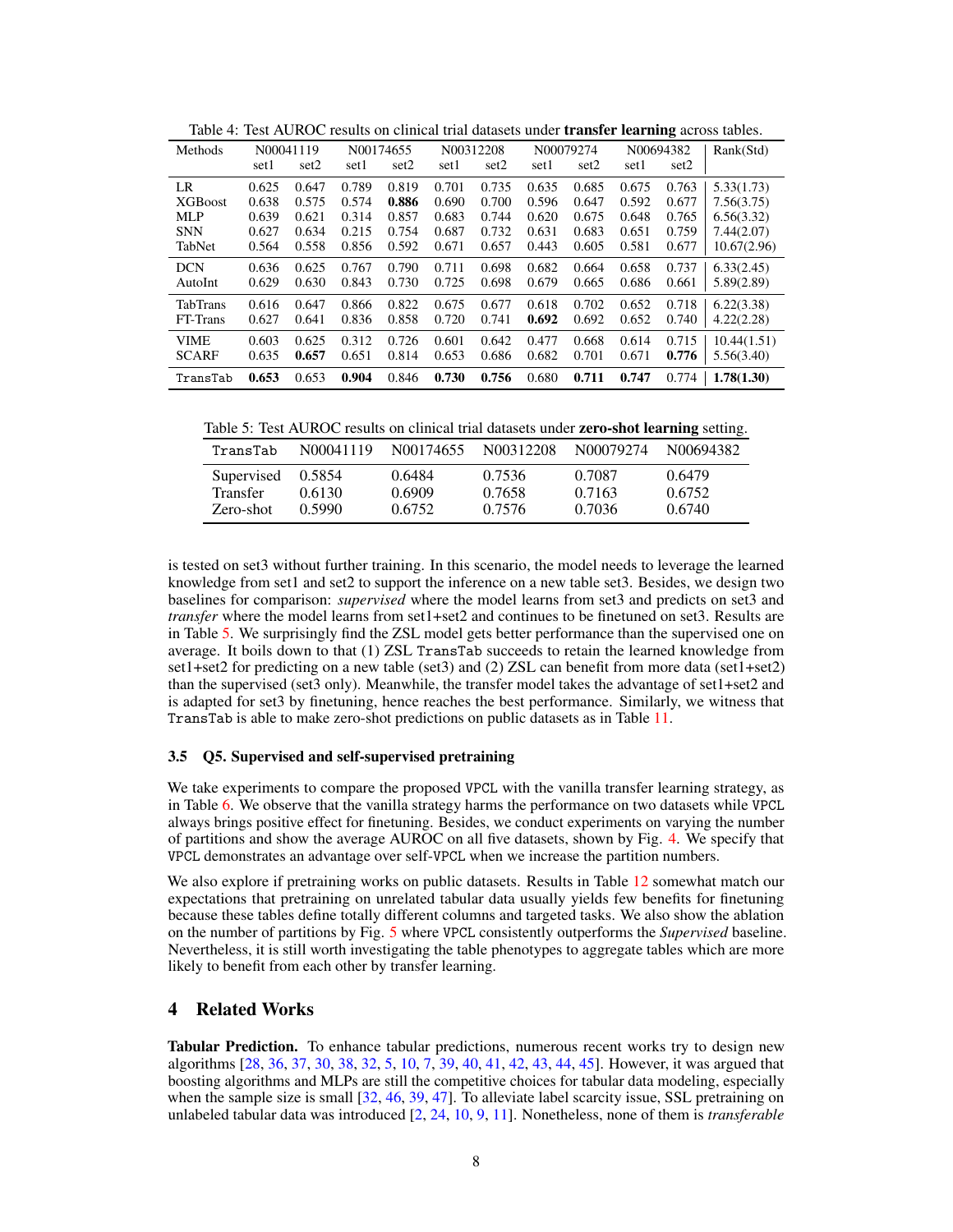Table 4: Test AUROC results on clinical trial datasets under **transfer learning** across tables.

| Methods | N00041119 | | N00174655 | | N00312208 | | N00079274 | | N00694382 | | Rank(Std) |
|---|---|---|---|---|---|---|---|---|---|---|---|
| | set1 | set2 | set1 | set2 | set1 | set2 | set1 | set2 | set1 | set2 | |
| LR | 0.625 | 0.647 | 0.789 | 0.819 | 0.701 | 0.735 | 0.635 | 0.685 | 0.675 | 0.763 | 5.33(1.73) |
| XGBoost | 0.638 | 0.575 | 0.574 | **0.886** | 0.690 | 0.700 | 0.596 | 0.647 | 0.592 | 0.677 | 7.56(3.75) |
| MLP | 0.639 | 0.621 | 0.314 | 0.857 | 0.683 | 0.744 | 0.620 | 0.675 | 0.648 | 0.765 | 6.56(3.32) |
| SNN | 0.627 | 0.634 | 0.215 | 0.754 | 0.687 | 0.732 | 0.631 | 0.683 | 0.651 | 0.759 | 7.44(2.07) |
| TabNet | 0.564 | 0.558 | 0.856 | 0.592 | 0.671 | 0.657 | 0.443 | 0.605 | 0.581 | 0.677 | 10.67(2.96) |
| DCN | 0.636 | 0.625 | 0.767 | 0.790 | 0.711 | 0.698 | 0.682 | 0.664 | 0.658 | 0.737 | 6.33(2.45) |
| AutoInt | 0.629 | 0.630 | 0.843 | 0.730 | 0.725 | 0.698 | 0.679 | 0.665 | 0.686 | 0.661 | 5.89(2.89) |
| TabTrans | 0.616 | 0.647 | 0.866 | 0.822 | 0.675 | 0.677 | 0.618 | 0.702 | 0.652 | 0.718 | 6.22(3.38) |
| FT-Trans | 0.627 | 0.641 | 0.836 | 0.858 | 0.720 | 0.741 | **0.692** | 0.692 | 0.652 | 0.740 | 4.22(2.28) |
| VIME | 0.603 | 0.625 | 0.312 | 0.726 | 0.601 | 0.642 | 0.477 | 0.668 | 0.614 | 0.715 | 10.44(1.51) |
| SCARF | 0.635 | **0.657** | 0.651 | 0.814 | 0.653 | 0.686 | 0.682 | 0.701 | 0.671 | **0.776** | 5.56(3.40) |
| TransTab | **0.653** | 0.653 | **0.904** | 0.846 | **0.730** | **0.756** | 0.680 | **0.711** | **0.747** | 0.774 | **1.78(1.30)** |

Table 5: Test AUROC results on clinical trial datasets under **zero-shot learning** setting.

| TransTab | N00041119 | N00174655 | N00312208 | N00079274 | N00694382 |
|---|---|---|---|---|---|
| Supervised | 0.5854 | 0.6484 | 0.7536 | 0.7087 | 0.6479 |
| Transfer | 0.6130 | 0.6909 | 0.7658 | 0.7163 | 0.6752 |
| Zero-shot | 0.5990 | 0.6752 | 0.7576 | 0.7036 | 0.6740 |

is tested on set3 without further training. In this scenario, the model needs to leverage the learned knowledge from set1 and set2 to support the inference on a new table set3. Besides, we design two baselines for comparison: *supervised* where the model learns from set3 and predicts on set3 and *transfer* where the model learns from set1+set2 and continues to be finetuned on set3. Results are in Table 5. We surprisingly find the ZSL model gets better performance than the supervised one on average. It boils down to that (1) ZSL TransTab succeeds to retain the learned knowledge from set1+set2 for predicting on a new table (set3) and (2) ZSL can benefit from more data (set1+set2) than the supervised (set3 only). Meanwhile, the transfer model takes the advantage of set1+set2 and is adapted for set3 by finetuning, hence reaches the best performance. Similarly, we witness that TransTab is able to make zero-shot predictions on public datasets as in Table 11.

### 3.5 Q5. Supervised and self-supervised pretraining

We take experiments to compare the proposed VPCL with the vanilla transfer learning strategy, as in Table 6. We observe that the vanilla strategy harms the performance on two datasets while VPCL always brings positive effect for finetuning. Besides, we conduct experiments on varying the number of partitions and show the average AUROC on all five datasets, shown by Fig. 4. We specify that VPCL demonstrates an advantage over self-VPCL when we increase the partition numbers.

We also explore if pretraining works on public datasets. Results in Table 12 somewhat match our expectations that pretraining on unrelated tabular data usually yields few benefits for finetuning because these tables define totally different columns and targeted tasks. We also show the ablation on the number of partitions by Fig. 5 where VPCL consistently outperforms the *Supervised* baseline. Nevertheless, it is still worth investigating the table phenotypes to aggregate tables which are more likely to benefit from each other by transfer learning.

## 4 Related Works

**Tabular Prediction.** To enhance tabular predictions, numerous recent works try to design new algorithms [28, 36, 37, 30, 38, 32, 5, 10, 7, 39, 40, 41, 42, 43, 44, 45]. However, it was argued that boosting algorithms and MLPs are still the competitive choices for tabular data modeling, especially when the sample size is small [32, 46, 39, 47]. To alleviate label scarcity issue, SSL pretraining on unlabeled tabular data was introduced [2, 24, 10, 9, 11]. Nonetheless, none of them is *transferable*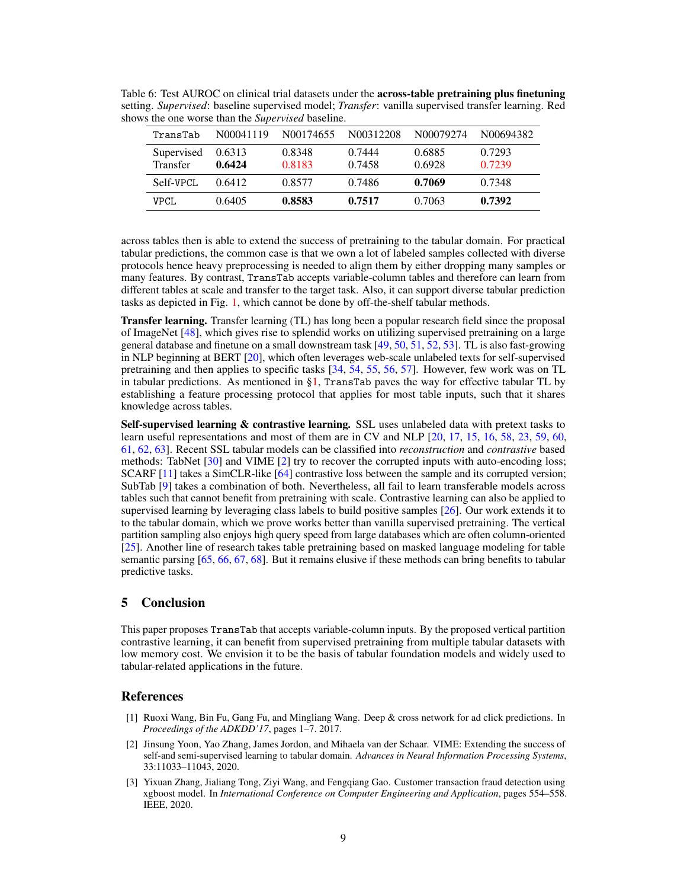Table 6: Test AUROC on clinical trial datasets under the **across-table pretraining plus finetuning** setting. *Supervised*: baseline supervised model; *Transfer*: vanilla supervised transfer learning. Red shows the one worse than the *Supervised* baseline.

| TransTab | N00041119 | N00174655 | N00312208 | N00079274 | N00694382 |
|---|---|---|---|---|---|
| Supervised | 0.6313 | 0.8348 | 0.7444 | 0.6885 | 0.7293 |
| Transfer | **0.6424** | 0.8183 | 0.7458 | 0.6928 | 0.7239 |
| Self-VPCL | 0.6412 | 0.8577 | 0.7486 | **0.7069** | 0.7348 |
| VPCL | 0.6405 | **0.8583** | **0.7517** | 0.7063 | **0.7392** |

across tables then is able to extend the success of pretraining to the tabular domain. For practical tabular predictions, the common case is that we own a lot of labeled samples collected with diverse protocols hence heavy preprocessing is needed to align them by either dropping many samples or many features. By contrast, TransTab accepts variable-column tables and therefore can learn from different tables at scale and transfer to the target task. Also, it can support diverse tabular prediction tasks as depicted in Fig. 1, which cannot be done by off-the-shelf tabular methods.

**Transfer learning.** Transfer learning (TL) has long been a popular research field since the proposal of ImageNet [48], which gives rise to splendid works on utilizing supervised pretraining on a large general database and finetune on a small downstream task [49, 50, 51, 52, 53]. TL is also fast-growing in NLP beginning at BERT [20], which often leverages web-scale unlabeled texts for self-supervised pretraining and then applies to specific tasks [34, 54, 55, 56, 57]. However, few work was on TL in tabular predictions. As mentioned in §1, TransTab paves the way for effective tabular TL by establishing a feature processing protocol that applies for most table inputs, such that it shares knowledge across tables.

**Self-supervised learning & contrastive learning.** SSL uses unlabeled data with pretext tasks to learn useful representations and most of them are in CV and NLP [20, 17, 15, 16, 58, 23, 59, 60, 61, 62, 63]. Recent SSL tabular models can be classified into *reconstruction* and *contrastive* based methods: TabNet [30] and VIME [2] try to recover the corrupted inputs with auto-encoding loss; SCARF [11] takes a SimCLR-like [64] contrastive loss between the sample and its corrupted version; SubTab [9] takes a combination of both. Nevertheless, all fail to learn transferable models across tables such that cannot benefit from pretraining with scale. Contrastive learning can also be applied to supervised learning by leveraging class labels to build positive samples [26]. Our work extends it to to the tabular domain, which we prove works better than vanilla supervised pretraining. The vertical partition sampling also enjoys high query speed from large databases which are often column-oriented [25]. Another line of research takes table pretraining based on masked language modeling for table semantic parsing [65, 66, 67, 68]. But it remains elusive if these methods can bring benefits to tabular predictive tasks.

## 5 Conclusion

This paper proposes TransTab that accepts variable-column inputs. By the proposed vertical partition contrastive learning, it can benefit from supervised pretraining from multiple tabular datasets with low memory cost. We envision it to be the basis of tabular foundation models and widely used to tabular-related applications in the future.

## References

[1] Ruoxi Wang, Bin Fu, Gang Fu, and Mingliang Wang. Deep & cross network for ad click predictions. In *Proceedings of the ADKDD'17*, pages 1–7. 2017.

[2] Jinsung Yoon, Yao Zhang, James Jordon, and Mihaela van der Schaar. VIME: Extending the success of self-and semi-supervised learning to tabular domain. *Advances in Neural Information Processing Systems*, 33:11033–11043, 2020.

[3] Yixuan Zhang, Jialiang Tong, Ziyi Wang, and Fengqiang Gao. Customer transaction fraud detection using xgboost model. In *International Conference on Computer Engineering and Application*, pages 554–558. IEEE, 2020.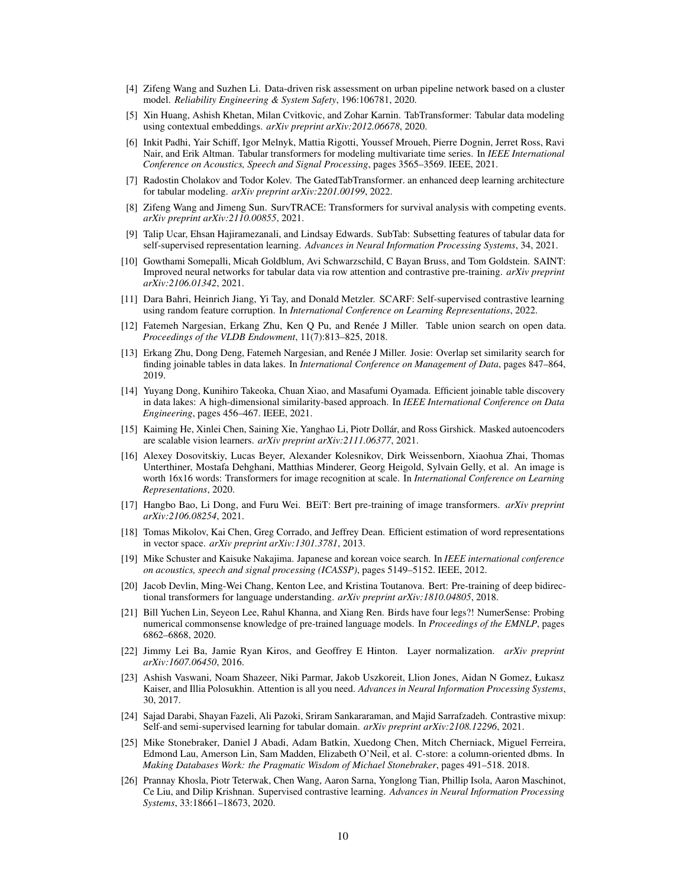[4] Zifeng Wang and Suzhen Li. Data-driven risk assessment on urban pipeline network based on a cluster model. *Reliability Engineering & System Safety*, 196:106781, 2020.

[5] Xin Huang, Ashish Khetan, Milan Cvitkovic, and Zohar Karnin. TabTransformer: Tabular data modeling using contextual embeddings. *arXiv preprint arXiv:2012.06678*, 2020.

[6] Inkit Padhi, Yair Schiff, Igor Melnyk, Mattia Rigotti, Youssef Mroueh, Pierre Dognin, Jerret Ross, Ravi Nair, and Erik Altman. Tabular transformers for modeling multivariate time series. In *IEEE International Conference on Acoustics, Speech and Signal Processing*, pages 3565–3569. IEEE, 2021.

[7] Radostin Cholakov and Todor Kolev. The GatedTabTransformer. an enhanced deep learning architecture for tabular modeling. *arXiv preprint arXiv:2201.00199*, 2022.

[8] Zifeng Wang and Jimeng Sun. SurvTRACE: Transformers for survival analysis with competing events. *arXiv preprint arXiv:2110.00855*, 2021.

[9] Talip Ucar, Ehsan Hajiramezanali, and Lindsay Edwards. SubTab: Subsetting features of tabular data for self-supervised representation learning. *Advances in Neural Information Processing Systems*, 34, 2021.

[10] Gowthami Somepalli, Micah Goldblum, Avi Schwarzschild, C Bayan Bruss, and Tom Goldstein. SAINT: Improved neural networks for tabular data via row attention and contrastive pre-training. *arXiv preprint arXiv:2106.01342*, 2021.

[11] Dara Bahri, Heinrich Jiang, Yi Tay, and Donald Metzler. SCARF: Self-supervised contrastive learning using random feature corruption. In *International Conference on Learning Representations*, 2022.

[12] Fatemeh Nargesian, Erkang Zhu, Ken Q Pu, and Renée J Miller. Table union search on open data. *Proceedings of the VLDB Endowment*, 11(7):813–825, 2018.

[13] Erkang Zhu, Dong Deng, Fatemeh Nargesian, and Renée J Miller. Josie: Overlap set similarity search for finding joinable tables in data lakes. In *International Conference on Management of Data*, pages 847–864, 2019.

[14] Yuyang Dong, Kunihiro Takeoka, Chuan Xiao, and Masafumi Oyamada. Efficient joinable table discovery in data lakes: A high-dimensional similarity-based approach. In *IEEE International Conference on Data Engineering*, pages 456–467. IEEE, 2021.

[15] Kaiming He, Xinlei Chen, Saining Xie, Yanghao Li, Piotr Dollár, and Ross Girshick. Masked autoencoders are scalable vision learners. *arXiv preprint arXiv:2111.06377*, 2021.

[16] Alexey Dosovitskiy, Lucas Beyer, Alexander Kolesnikov, Dirk Weissenborn, Xiaohua Zhai, Thomas Unterthiner, Mostafa Dehghani, Matthias Minderer, Georg Heigold, Sylvain Gelly, et al. An image is worth 16x16 words: Transformers for image recognition at scale. In *International Conference on Learning Representations*, 2020.

[17] Hangbo Bao, Li Dong, and Furu Wei. BEiT: Bert pre-training of image transformers. *arXiv preprint arXiv:2106.08254*, 2021.

[18] Tomas Mikolov, Kai Chen, Greg Corrado, and Jeffrey Dean. Efficient estimation of word representations in vector space. *arXiv preprint arXiv:1301.3781*, 2013.

[19] Mike Schuster and Kaisuke Nakajima. Japanese and korean voice search. In *IEEE international conference on acoustics, speech and signal processing (ICASSP)*, pages 5149–5152. IEEE, 2012.

[20] Jacob Devlin, Ming-Wei Chang, Kenton Lee, and Kristina Toutanova. Bert: Pre-training of deep bidirectional transformers for language understanding. *arXiv preprint arXiv:1810.04805*, 2018.

[21] Bill Yuchen Lin, Seyeon Lee, Rahul Khanna, and Xiang Ren. Birds have four legs?! NumerSense: Probing numerical commonsense knowledge of pre-trained language models. In *Proceedings of the EMNLP*, pages 6862–6868, 2020.

[22] Jimmy Lei Ba, Jamie Ryan Kiros, and Geoffrey E Hinton. Layer normalization. *arXiv preprint arXiv:1607.06450*, 2016.

[23] Ashish Vaswani, Noam Shazeer, Niki Parmar, Jakob Uszkoreit, Llion Jones, Aidan N Gomez, Łukasz Kaiser, and Illia Polosukhin. Attention is all you need. *Advances in Neural Information Processing Systems*, 30, 2017.

[24] Sajad Darabi, Shayan Fazeli, Ali Pazoki, Sriram Sankararaman, and Majid Sarrafzadeh. Contrastive mixup: Self-and semi-supervised learning for tabular domain. *arXiv preprint arXiv:2108.12296*, 2021.

[25] Mike Stonebraker, Daniel J Abadi, Adam Batkin, Xuedong Chen, Mitch Cherniack, Miguel Ferreira, Edmond Lau, Amerson Lin, Sam Madden, Elizabeth O'Neil, et al. C-store: a column-oriented dbms. In *Making Databases Work: the Pragmatic Wisdom of Michael Stonebraker*, pages 491–518. 2018.

[26] Prannay Khosla, Piotr Teterwak, Chen Wang, Aaron Sarna, Yonglong Tian, Phillip Isola, Aaron Maschinot, Ce Liu, and Dilip Krishnan. Supervised contrastive learning. *Advances in Neural Information Processing Systems*, 33:18661–18673, 2020.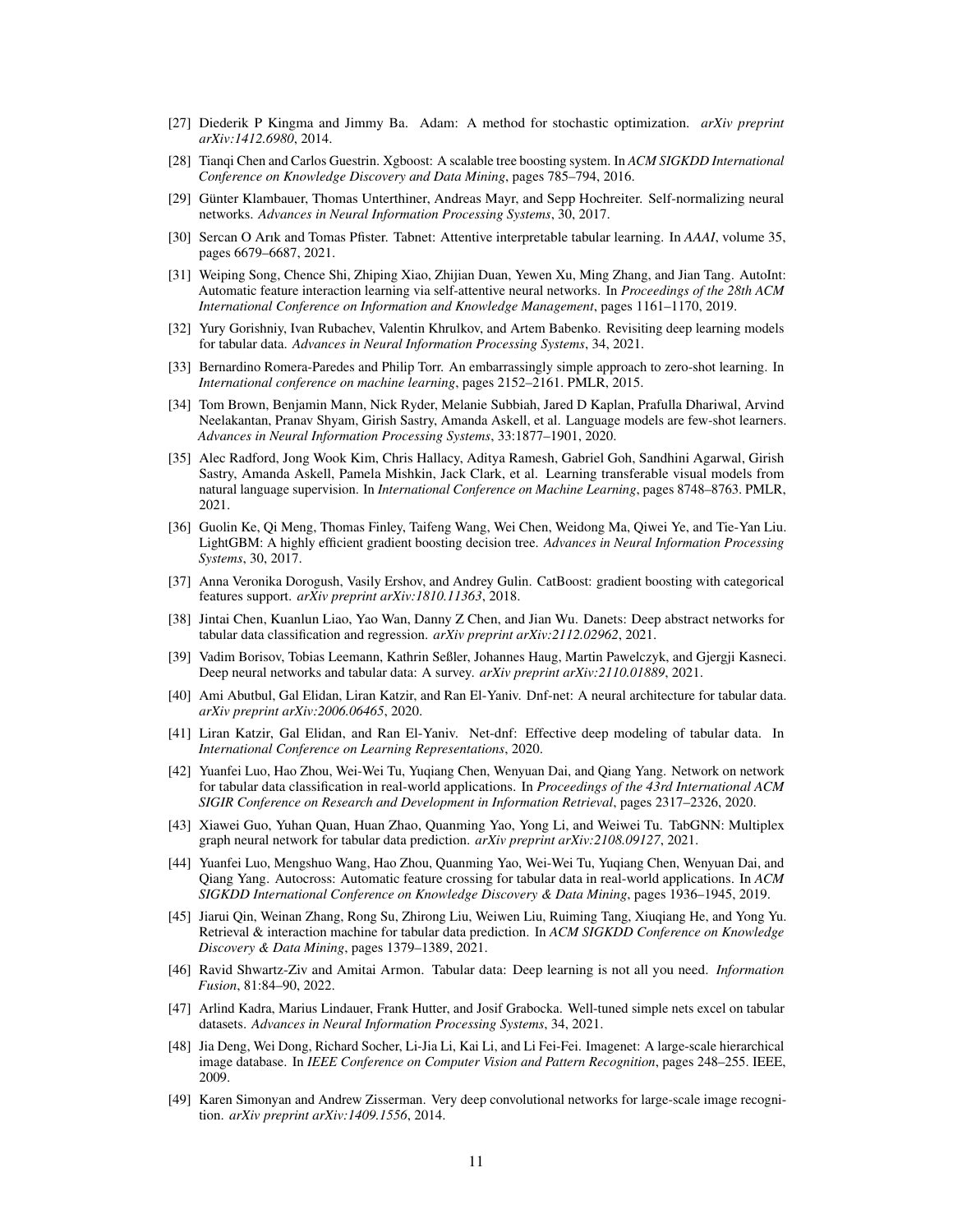[27] Diederik P Kingma and Jimmy Ba. Adam: A method for stochastic optimization. *arXiv preprint arXiv:1412.6980*, 2014.

[28] Tianqi Chen and Carlos Guestrin. Xgboost: A scalable tree boosting system. In *ACM SIGKDD International Conference on Knowledge Discovery and Data Mining*, pages 785–794, 2016.

[29] Günter Klambauer, Thomas Unterthiner, Andreas Mayr, and Sepp Hochreiter. Self-normalizing neural networks. *Advances in Neural Information Processing Systems*, 30, 2017.

[30] Sercan O Arık and Tomas Pfister. Tabnet: Attentive interpretable tabular learning. In *AAAI*, volume 35, pages 6679–6687, 2021.

[31] Weiping Song, Chence Shi, Zhiping Xiao, Zhijian Duan, Yewen Xu, Ming Zhang, and Jian Tang. AutoInt: Automatic feature interaction learning via self-attentive neural networks. In *Proceedings of the 28th ACM International Conference on Information and Knowledge Management*, pages 1161–1170, 2019.

[32] Yury Gorishniy, Ivan Rubachev, Valentin Khrulkov, and Artem Babenko. Revisiting deep learning models for tabular data. *Advances in Neural Information Processing Systems*, 34, 2021.

[33] Bernardino Romera-Paredes and Philip Torr. An embarrassingly simple approach to zero-shot learning. In *International conference on machine learning*, pages 2152–2161. PMLR, 2015.

[34] Tom Brown, Benjamin Mann, Nick Ryder, Melanie Subbiah, Jared D Kaplan, Prafulla Dhariwal, Arvind Neelakantan, Pranav Shyam, Girish Sastry, Amanda Askell, et al. Language models are few-shot learners. *Advances in Neural Information Processing Systems*, 33:1877–1901, 2020.

[35] Alec Radford, Jong Wook Kim, Chris Hallacy, Aditya Ramesh, Gabriel Goh, Sandhini Agarwal, Girish Sastry, Amanda Askell, Pamela Mishkin, Jack Clark, et al. Learning transferable visual models from natural language supervision. In *International Conference on Machine Learning*, pages 8748–8763. PMLR, 2021.

[36] Guolin Ke, Qi Meng, Thomas Finley, Taifeng Wang, Wei Chen, Weidong Ma, Qiwei Ye, and Tie-Yan Liu. LightGBM: A highly efficient gradient boosting decision tree. *Advances in Neural Information Processing Systems*, 30, 2017.

[37] Anna Veronika Dorogush, Vasily Ershov, and Andrey Gulin. CatBoost: gradient boosting with categorical features support. *arXiv preprint arXiv:1810.11363*, 2018.

[38] Jintai Chen, Kuanlun Liao, Yao Wan, Danny Z Chen, and Jian Wu. Danets: Deep abstract networks for tabular data classification and regression. *arXiv preprint arXiv:2112.02962*, 2021.

[39] Vadim Borisov, Tobias Leemann, Kathrin Seßler, Johannes Haug, Martin Pawelczyk, and Gjergji Kasneci. Deep neural networks and tabular data: A survey. *arXiv preprint arXiv:2110.01889*, 2021.

[40] Ami Abutbul, Gal Elidan, Liran Katzir, and Ran El-Yaniv. Dnf-net: A neural architecture for tabular data. *arXiv preprint arXiv:2006.06465*, 2020.

[41] Liran Katzir, Gal Elidan, and Ran El-Yaniv. Net-dnf: Effective deep modeling of tabular data. In *International Conference on Learning Representations*, 2020.

[42] Yuanfei Luo, Hao Zhou, Wei-Wei Tu, Yuqiang Chen, Wenyuan Dai, and Qiang Yang. Network on network for tabular data classification in real-world applications. In *Proceedings of the 43rd International ACM SIGIR Conference on Research and Development in Information Retrieval*, pages 2317–2326, 2020.

[43] Xiawei Guo, Yuhan Quan, Huan Zhao, Quanming Yao, Yong Li, and Weiwei Tu. TabGNN: Multiplex graph neural network for tabular data prediction. *arXiv preprint arXiv:2108.09127*, 2021.

[44] Yuanfei Luo, Mengshuo Wang, Hao Zhou, Quanming Yao, Wei-Wei Tu, Yuqiang Chen, Wenyuan Dai, and Qiang Yang. Autocross: Automatic feature crossing for tabular data in real-world applications. In *ACM SIGKDD International Conference on Knowledge Discovery & Data Mining*, pages 1936–1945, 2019.

[45] Jiarui Qin, Weinan Zhang, Rong Su, Zhirong Liu, Weiwen Liu, Ruiming Tang, Xiuqiang He, and Yong Yu. Retrieval & interaction machine for tabular data prediction. In *ACM SIGKDD Conference on Knowledge Discovery & Data Mining*, pages 1379–1389, 2021.

[46] Ravid Shwartz-Ziv and Amitai Armon. Tabular data: Deep learning is not all you need. *Information Fusion*, 81:84–90, 2022.

[47] Arlind Kadra, Marius Lindauer, Frank Hutter, and Josif Grabocka. Well-tuned simple nets excel on tabular datasets. *Advances in Neural Information Processing Systems*, 34, 2021.

[48] Jia Deng, Wei Dong, Richard Socher, Li-Jia Li, Kai Li, and Li Fei-Fei. Imagenet: A large-scale hierarchical image database. In *IEEE Conference on Computer Vision and Pattern Recognition*, pages 248–255. IEEE, 2009.

[49] Karen Simonyan and Andrew Zisserman. Very deep convolutional networks for large-scale image recognition. *arXiv preprint arXiv:1409.1556*, 2014.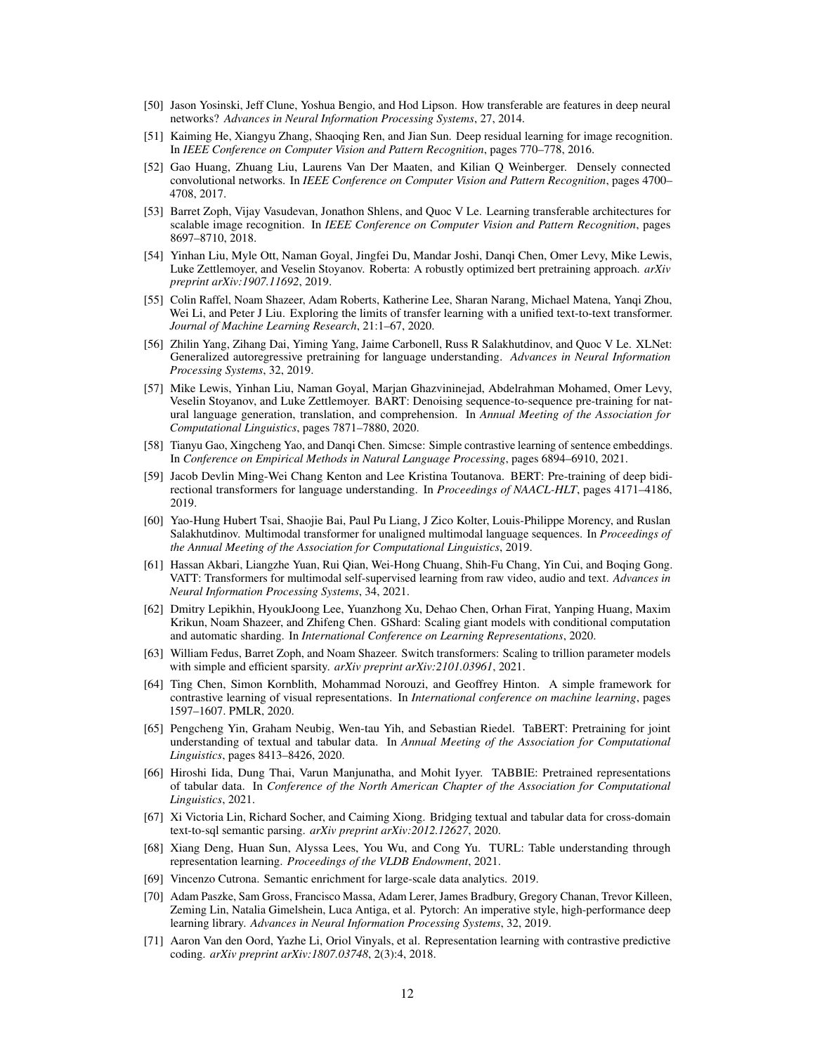[50] Jason Yosinski, Jeff Clune, Yoshua Bengio, and Hod Lipson. How transferable are features in deep neural networks? *Advances in Neural Information Processing Systems*, 27, 2014.

[51] Kaiming He, Xiangyu Zhang, Shaoqing Ren, and Jian Sun. Deep residual learning for image recognition. In *IEEE Conference on Computer Vision and Pattern Recognition*, pages 770–778, 2016.

[52] Gao Huang, Zhuang Liu, Laurens Van Der Maaten, and Kilian Q Weinberger. Densely connected convolutional networks. In *IEEE Conference on Computer Vision and Pattern Recognition*, pages 4700–4708, 2017.

[53] Barret Zoph, Vijay Vasudevan, Jonathon Shlens, and Quoc V Le. Learning transferable architectures for scalable image recognition. In *IEEE Conference on Computer Vision and Pattern Recognition*, pages 8697–8710, 2018.

[54] Yinhan Liu, Myle Ott, Naman Goyal, Jingfei Du, Mandar Joshi, Danqi Chen, Omer Levy, Mike Lewis, Luke Zettlemoyer, and Veselin Stoyanov. Roberta: A robustly optimized bert pretraining approach. *arXiv preprint arXiv:1907.11692*, 2019.

[55] Colin Raffel, Noam Shazeer, Adam Roberts, Katherine Lee, Sharan Narang, Michael Matena, Yanqi Zhou, Wei Li, and Peter J Liu. Exploring the limits of transfer learning with a unified text-to-text transformer. *Journal of Machine Learning Research*, 21:1–67, 2020.

[56] Zhilin Yang, Zihang Dai, Yiming Yang, Jaime Carbonell, Russ R Salakhutdinov, and Quoc V Le. XLNet: Generalized autoregressive pretraining for language understanding. *Advances in Neural Information Processing Systems*, 32, 2019.

[57] Mike Lewis, Yinhan Liu, Naman Goyal, Marjan Ghazvininejad, Abdelrahman Mohamed, Omer Levy, Veselin Stoyanov, and Luke Zettlemoyer. BART: Denoising sequence-to-sequence pre-training for natural language generation, translation, and comprehension. In *Annual Meeting of the Association for Computational Linguistics*, pages 7871–7880, 2020.

[58] Tianyu Gao, Xingcheng Yao, and Danqi Chen. Simcse: Simple contrastive learning of sentence embeddings. In *Conference on Empirical Methods in Natural Language Processing*, pages 6894–6910, 2021.

[59] Jacob Devlin Ming-Wei Chang Kenton and Lee Kristina Toutanova. BERT: Pre-training of deep bidirectional transformers for language understanding. In *Proceedings of NAACL-HLT*, pages 4171–4186, 2019.

[60] Yao-Hung Hubert Tsai, Shaojie Bai, Paul Pu Liang, J Zico Kolter, Louis-Philippe Morency, and Ruslan Salakhutdinov. Multimodal transformer for unaligned multimodal language sequences. In *Proceedings of the Annual Meeting of the Association for Computational Linguistics*, 2019.

[61] Hassan Akbari, Liangzhe Yuan, Rui Qian, Wei-Hong Chuang, Shih-Fu Chang, Yin Cui, and Boqing Gong. VATT: Transformers for multimodal self-supervised learning from raw video, audio and text. *Advances in Neural Information Processing Systems*, 34, 2021.

[62] Dmitry Lepikhin, HyoukJoong Lee, Yuanzhong Xu, Dehao Chen, Orhan Firat, Yanping Huang, Maxim Krikun, Noam Shazeer, and Zhifeng Chen. GShard: Scaling giant models with conditional computation and automatic sharding. In *International Conference on Learning Representations*, 2020.

[63] William Fedus, Barret Zoph, and Noam Shazeer. Switch transformers: Scaling to trillion parameter models with simple and efficient sparsity. *arXiv preprint arXiv:2101.03961*, 2021.

[64] Ting Chen, Simon Kornblith, Mohammad Norouzi, and Geoffrey Hinton. A simple framework for contrastive learning of visual representations. In *International conference on machine learning*, pages 1597–1607. PMLR, 2020.

[65] Pengcheng Yin, Graham Neubig, Wen-tau Yih, and Sebastian Riedel. TaBERT: Pretraining for joint understanding of textual and tabular data. In *Annual Meeting of the Association for Computational Linguistics*, pages 8413–8426, 2020.

[66] Hiroshi Iida, Dung Thai, Varun Manjunatha, and Mohit Iyyer. TABBIE: Pretrained representations of tabular data. In *Conference of the North American Chapter of the Association for Computational Linguistics*, 2021.

[67] Xi Victoria Lin, Richard Socher, and Caiming Xiong. Bridging textual and tabular data for cross-domain text-to-sql semantic parsing. *arXiv preprint arXiv:2012.12627*, 2020.

[68] Xiang Deng, Huan Sun, Alyssa Lees, You Wu, and Cong Yu. TURL: Table understanding through representation learning. *Proceedings of the VLDB Endowment*, 2021.

[69] Vincenzo Cutrona. Semantic enrichment for large-scale data analytics. 2019.

[70] Adam Paszke, Sam Gross, Francisco Massa, Adam Lerer, James Bradbury, Gregory Chanan, Trevor Killeen, Zeming Lin, Natalia Gimelshein, Luca Antiga, et al. Pytorch: An imperative style, high-performance deep learning library. *Advances in Neural Information Processing Systems*, 32, 2019.

[71] Aaron Van den Oord, Yazhe Li, Oriol Vinyals, et al. Representation learning with contrastive predictive coding. *arXiv preprint arXiv:1807.03748*, 2(3):4, 2018.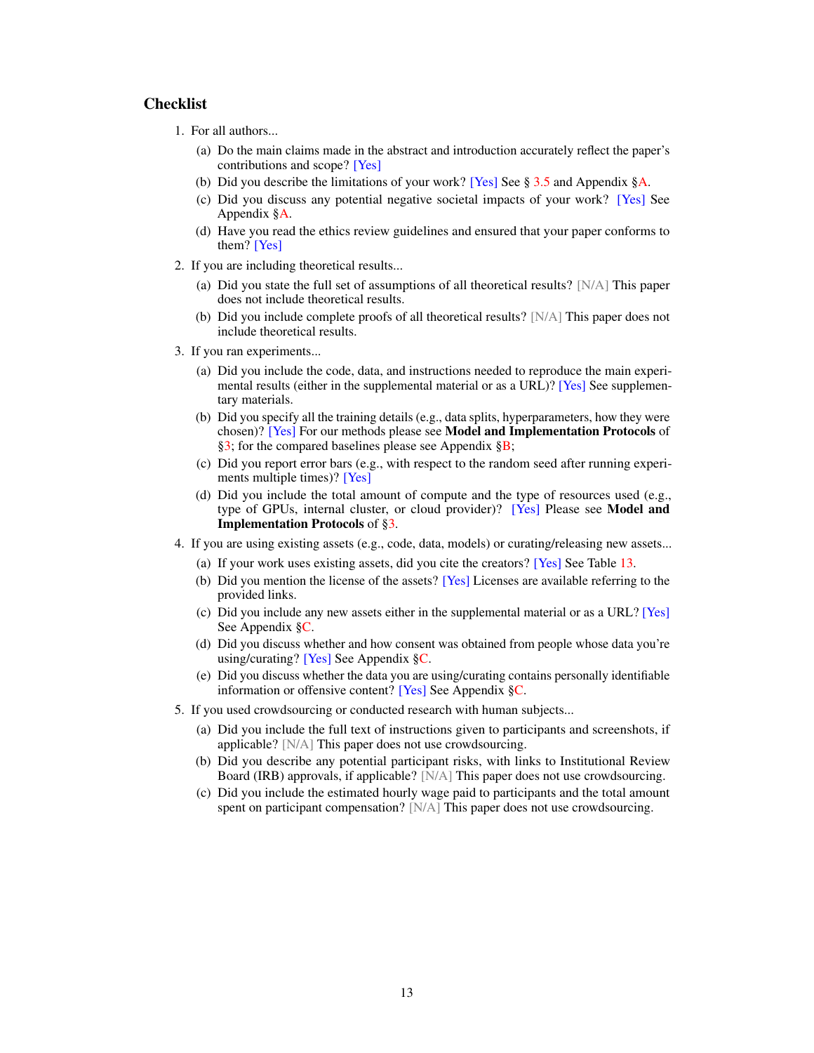## Checklist

1. For all authors...
   (a) Do the main claims made in the abstract and introduction accurately reflect the paper's contributions and scope? [Yes]
   (b) Did you describe the limitations of your work? [Yes] See § 3.5 and Appendix §A.
   (c) Did you discuss any potential negative societal impacts of your work? [Yes] See Appendix §A.
   (d) Have you read the ethics review guidelines and ensured that your paper conforms to them? [Yes]
2. If you are including theoretical results...
   (a) Did you state the full set of assumptions of all theoretical results? [N/A] This paper does not include theoretical results.
   (b) Did you include complete proofs of all theoretical results? [N/A] This paper does not include theoretical results.
3. If you ran experiments...
   (a) Did you include the code, data, and instructions needed to reproduce the main experimental results (either in the supplemental material or as a URL)? [Yes] See supplementary materials.
   (b) Did you specify all the training details (e.g., data splits, hyperparameters, how they were chosen)? [Yes] For our methods please see **Model and Implementation Protocols** of §3; for the compared baselines please see Appendix §B;
   (c) Did you report error bars (e.g., with respect to the random seed after running experiments multiple times)? [Yes]
   (d) Did you include the total amount of compute and the type of resources used (e.g., type of GPUs, internal cluster, or cloud provider)? [Yes] Please see **Model and Implementation Protocols** of §3.
4. If you are using existing assets (e.g., code, data, models) or curating/releasing new assets...
   (a) If your work uses existing assets, did you cite the creators? [Yes] See Table 13.
   (b) Did you mention the license of the assets? [Yes] Licenses are available referring to the provided links.
   (c) Did you include any new assets either in the supplemental material or as a URL? [Yes] See Appendix §C.
   (d) Did you discuss whether and how consent was obtained from people whose data you're using/curating? [Yes] See Appendix §C.
   (e) Did you discuss whether the data you are using/curating contains personally identifiable information or offensive content? [Yes] See Appendix §C.
5. If you used crowdsourcing or conducted research with human subjects...
   (a) Did you include the full text of instructions given to participants and screenshots, if applicable? [N/A] This paper does not use crowdsourcing.
   (b) Did you describe any potential participant risks, with links to Institutional Review Board (IRB) approvals, if applicable? [N/A] This paper does not use crowdsourcing.
   (c) Did you include the estimated hourly wage paid to participants and the total amount spent on participant compensation? [N/A] This paper does not use crowdsourcing.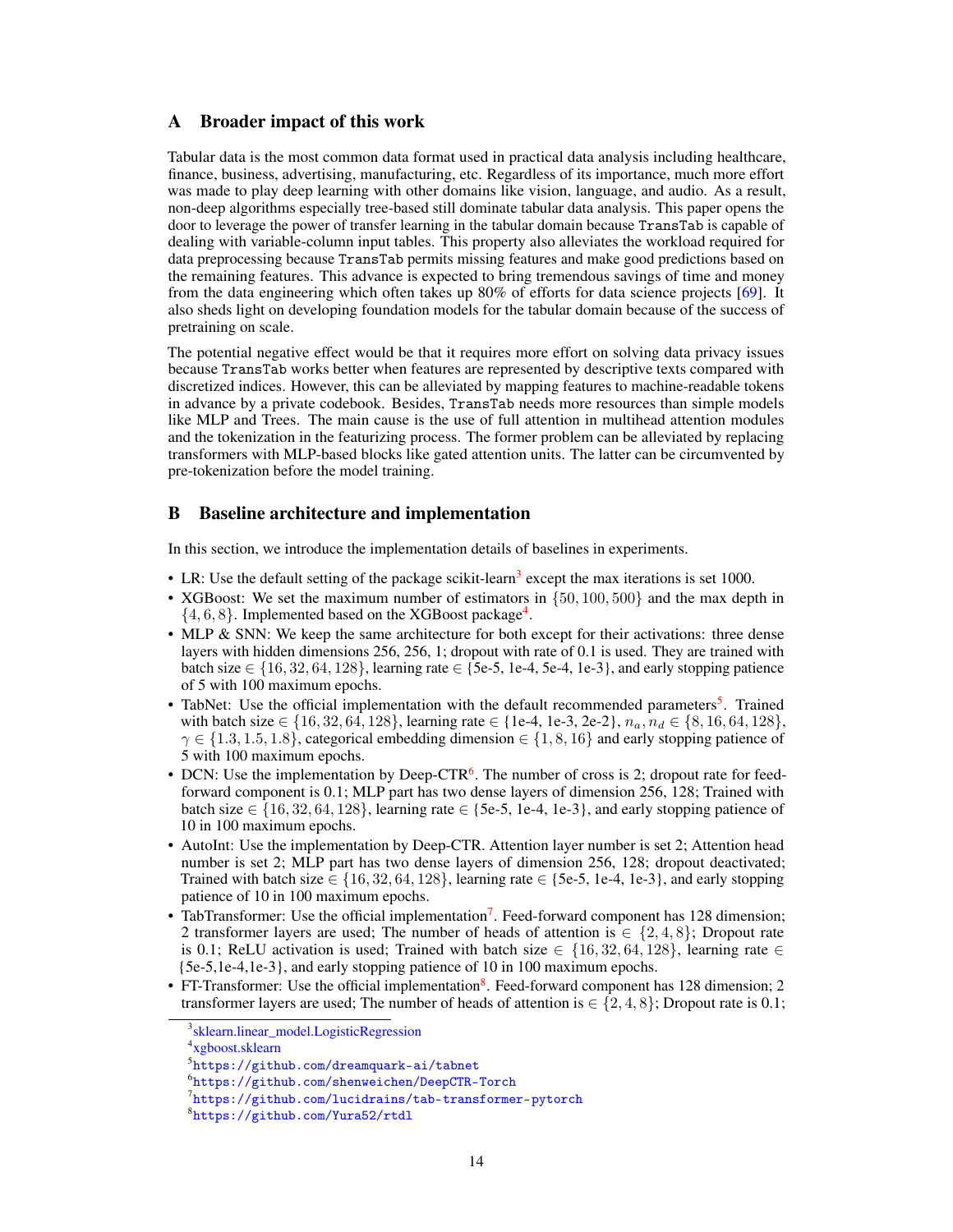# A Broader impact of this work

Tabular data is the most common data format used in practical data analysis including healthcare, finance, business, advertising, manufacturing, etc. Regardless of its importance, much more effort was made to play deep learning with other domains like vision, language, and audio. As a result, non-deep algorithms especially tree-based still dominate tabular data analysis. This paper opens the door to leverage the power of transfer learning in the tabular domain because TransTab is capable of dealing with variable-column input tables. This property also alleviates the workload required for data preprocessing because TransTab permits missing features and make good predictions based on the remaining features. This advance is expected to bring tremendous savings of time and money from the data engineering which often takes up 80% of efforts for data science projects [69]. It also sheds light on developing foundation models for the tabular domain because of the success of pretraining on scale.

The potential negative effect would be that it requires more effort on solving data privacy issues because TransTab works better when features are represented by descriptive texts compared with discretized indices. However, this can be alleviated by mapping features to machine-readable tokens in advance by a private codebook. Besides, TransTab needs more resources than simple models like MLP and Trees. The main cause is the use of full attention in multihead attention modules and the tokenization in the featurizing process. The former problem can be alleviated by replacing transformers with MLP-based blocks like gated attention units. The latter can be circumvented by pre-tokenization before the model training.

# B Baseline architecture and implementation

In this section, we introduce the implementation details of baselines in experiments.

- LR: Use the default setting of the package scikit-learn[3] except the max iterations is set 1000.
- XGBoost: We set the maximum number of estimators in $\{50, 100, 500\}$ and the max depth in $\{4, 6, 8\}$. Implemented based on the XGBoost package[4].
- MLP & SNN: We keep the same architecture for both except for their activations: three dense layers with hidden dimensions 256, 256, 1; dropout with rate of 0.1 is used. They are trained with batch size $\in \{16, 32, 64, 128\}$, learning rate $\in$ {5e-5, 1e-4, 5e-4, 1e-3}, and early stopping patience of 5 with 100 maximum epochs.
- TabNet: Use the official implementation with the default recommended parameters[5]. Trained with batch size $\in \{16, 32, 64, 128\}$, learning rate $\in$ {1e-4, 1e-3, 2e-2}, $n_a, n_d \in \{8, 16, 64, 128\}$, $\gamma \in \{1.3, 1.5, 1.8\}$, categorical embedding dimension $\in \{1, 8, 16\}$ and early stopping patience of 5 with 100 maximum epochs.
- DCN: Use the implementation by Deep-CTR[6]. The number of cross is 2; dropout rate for feed-forward component is 0.1; MLP part has two dense layers of dimension 256, 128; Trained with batch size $\in \{16, 32, 64, 128\}$, learning rate $\in$ {5e-5, 1e-4, 1e-3}, and early stopping patience of 10 in 100 maximum epochs.
- AutoInt: Use the implementation by Deep-CTR. Attention layer number is set 2; Attention head number is set 2; MLP part has two dense layers of dimension 256, 128; dropout deactivated; Trained with batch size $\in \{16, 32, 64, 128\}$, learning rate $\in$ {5e-5, 1e-4, 1e-3}, and early stopping patience of 10 in 100 maximum epochs.
- TabTransformer: Use the official implementation[7]. Feed-forward component has 128 dimension; 2 transformer layers are used; The number of heads of attention is $\in \{2, 4, 8\}$; Dropout rate is 0.1; ReLU activation is used; Trained with batch size $\in \{16, 32, 64, 128\}$, learning rate $\in$ {5e-5,1e-4,1e-3}, and early stopping patience of 10 in 100 maximum epochs.
- FT-Transformer: Use the official implementation[8]. Feed-forward component has 128 dimension; 2 transformer layers are used; The number of heads of attention is $\in \{2, 4, 8\}$; Dropout rate is 0.1;

[3] sklearn.linear_model.LogisticRegression

[4] xgboost.sklearn

[5] https://github.com/dreamquark-ai/tabnet

[6] https://github.com/shenweichen/DeepCTR-Torch

[7] https://github.com/lucidrains/tab-transformer-pytorch

[8] https://github.com/Yura52/rtdl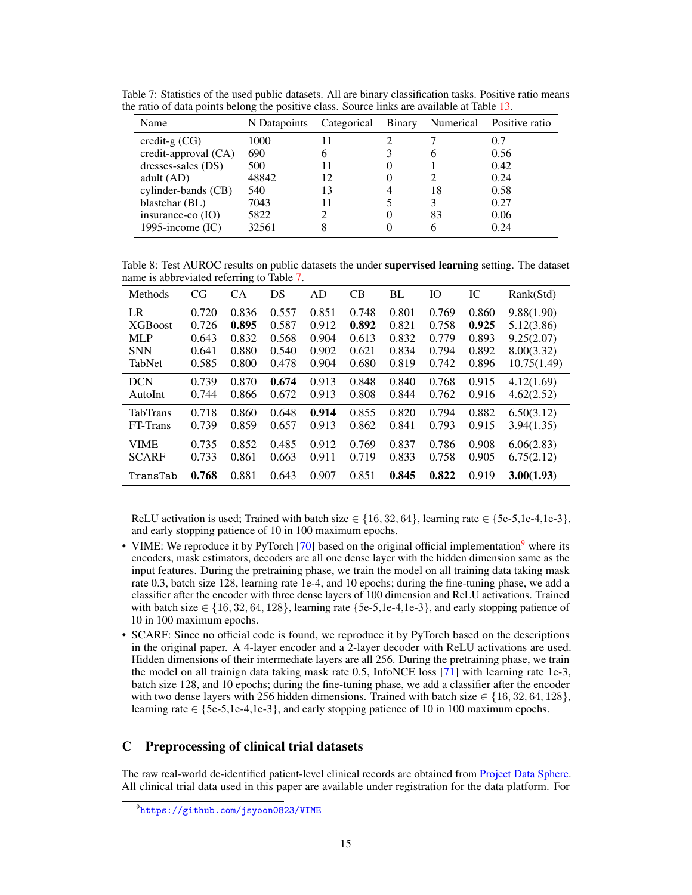Table 7: Statistics of the used public datasets. All are binary classification tasks. Positive ratio means the ratio of data points belong the positive class. Source links are available at Table 13.

| Name | N Datapoints | Categorical | Binary | Numerical | Positive ratio |
|---|---|---|---|---|---|
| credit-g (CG) | 1000 | 11 | 2 | 7 | 0.7 |
| credit-approval (CA) | 690 | 6 | 3 | 6 | 0.56 |
| dresses-sales (DS) | 500 | 11 | 0 | 1 | 0.42 |
| adult (AD) | 48842 | 12 | 0 | 2 | 0.24 |
| cylinder-bands (CB) | 540 | 13 | 4 | 18 | 0.58 |
| blastchar (BL) | 7043 | 11 | 5 | 3 | 0.27 |
| insurance-co (IO) | 5822 | 2 | 0 | 83 | 0.06 |
| 1995-income (IC) | 32561 | 8 | 0 | 6 | 0.24 |

Table 8: Test AUROC results on public datasets the under **supervised learning** setting. The dataset name is abbreviated referring to Table 7.

| Methods | CG | CA | DS | AD | CB | BL | IO | IC | Rank(Std) |
|---|---|---|---|---|---|---|---|---|---|
| LR | 0.720 | 0.836 | 0.557 | 0.851 | 0.748 | 0.801 | 0.769 | 0.860 | 9.88(1.90) |
| XGBoost | 0.726 | **0.895** | 0.587 | 0.912 | **0.892** | 0.821 | 0.758 | **0.925** | 5.12(3.86) |
| MLP | 0.643 | 0.832 | 0.568 | 0.904 | 0.613 | 0.832 | 0.779 | 0.893 | 9.25(2.07) |
| SNN | 0.641 | 0.880 | 0.540 | 0.902 | 0.621 | 0.834 | 0.794 | 0.892 | 8.00(3.32) |
| TabNet | 0.585 | 0.800 | 0.478 | 0.904 | 0.680 | 0.819 | 0.742 | 0.896 | 10.75(1.49) |
| DCN | 0.739 | 0.870 | **0.674** | 0.913 | 0.848 | 0.840 | 0.768 | 0.915 | 4.12(1.69) |
| AutoInt | 0.744 | 0.866 | 0.672 | 0.913 | 0.808 | 0.844 | 0.762 | 0.916 | 4.62(2.52) |
| TabTrans | 0.718 | 0.860 | 0.648 | **0.914** | 0.855 | 0.820 | 0.794 | 0.882 | 6.50(3.12) |
| FT-Trans | 0.739 | 0.859 | 0.657 | 0.913 | 0.862 | 0.841 | 0.793 | 0.915 | 3.94(1.35) |
| VIME | 0.735 | 0.852 | 0.485 | 0.912 | 0.769 | 0.837 | 0.786 | 0.908 | 6.06(2.83) |
| SCARF | 0.733 | 0.861 | 0.663 | 0.911 | 0.719 | 0.833 | 0.758 | 0.905 | 6.75(2.12) |
| TransTab | **0.768** | 0.881 | 0.643 | 0.907 | 0.851 | **0.845** | **0.822** | 0.919 | **3.00(1.93)** |

ReLU activation is used; Trained with batch size $\in \{16, 32, 64\}$, learning rate $\in$ {5e-5,1e-4,1e-3}, and early stopping patience of 10 in 100 maximum epochs.

- VIME: We reproduce it by PyTorch [70] based on the original official implementation[9] where its encoders, mask estimators, decoders are all one dense layer with the hidden dimension same as the input features. During the pretraining phase, we train the model on all training data taking mask rate 0.3, batch size 128, learning rate 1e-4, and 10 epochs; during the fine-tuning phase, we add a classifier after the encoder with three dense layers of 100 dimension and ReLU activations. Trained with batch size $\in \{16, 32, 64, 128\}$, learning rate {5e-5,1e-4,1e-3}, and early stopping patience of 10 in 100 maximum epochs.
- SCARF: Since no official code is found, we reproduce it by PyTorch based on the descriptions in the original paper. A 4-layer encoder and a 2-layer decoder with ReLU activations are used. Hidden dimensions of their intermediate layers are all 256. During the pretraining phase, we train the model on all trainign data taking mask rate 0.5, InfoNCE loss [71] with learning rate 1e-3, batch size 128, and 10 epochs; during the fine-tuning phase, we add a classifier after the encoder with two dense layers with 256 hidden dimensions. Trained with batch size $\in \{16, 32, 64, 128\}$, learning rate $\in$ {5e-5,1e-4,1e-3}, and early stopping patience of 10 in 100 maximum epochs.

## C Preprocessing of clinical trial datasets

The raw real-world de-identified patient-level clinical records are obtained from Project Data Sphere. All clinical trial data used in this paper are available under registration for the data platform. For

[9] https://github.com/jsyoon0823/VIME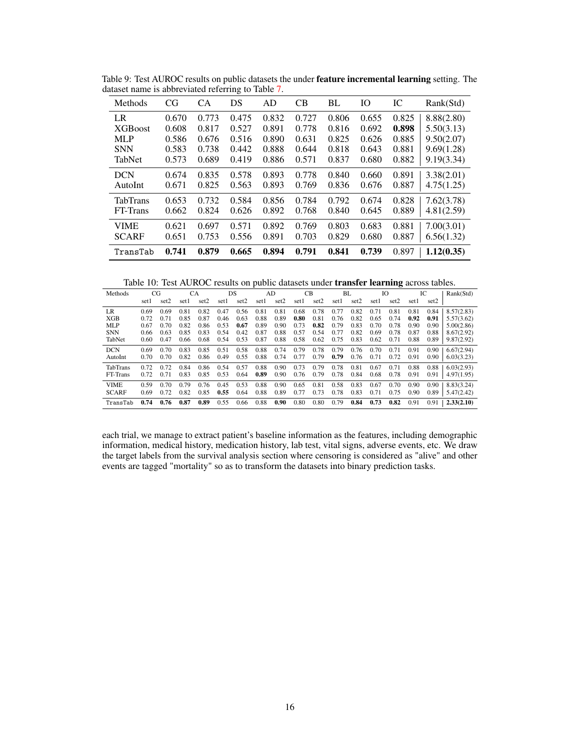Table 9: Test AUROC results on public datasets the under **feature incremental learning** setting. The dataset name is abbreviated referring to Table 7.

| Methods | CG | CA | DS | AD | CB | BL | IO | IC | Rank(Std) |
|---|---|---|---|---|---|---|---|---|---|
| LR | 0.670 | 0.773 | 0.475 | 0.832 | 0.727 | 0.806 | 0.655 | 0.825 | 8.88(2.80) |
| XGBoost | 0.608 | 0.817 | 0.527 | 0.891 | 0.778 | 0.816 | 0.692 | **0.898** | 5.50(3.13) |
| MLP | 0.586 | 0.676 | 0.516 | 0.890 | 0.631 | 0.825 | 0.626 | 0.885 | 9.50(2.07) |
| SNN | 0.583 | 0.738 | 0.442 | 0.888 | 0.644 | 0.818 | 0.643 | 0.881 | 9.69(1.28) |
| TabNet | 0.573 | 0.689 | 0.419 | 0.886 | 0.571 | 0.837 | 0.680 | 0.882 | 9.19(3.34) |
| DCN | 0.674 | 0.835 | 0.578 | 0.893 | 0.778 | 0.840 | 0.660 | 0.891 | 3.38(2.01) |
| AutoInt | 0.671 | 0.825 | 0.563 | 0.893 | 0.769 | 0.836 | 0.676 | 0.887 | 4.75(1.25) |
| TabTrans | 0.653 | 0.732 | 0.584 | 0.856 | 0.784 | 0.792 | 0.674 | 0.828 | 7.62(3.78) |
| FT-Trans | 0.662 | 0.824 | 0.626 | 0.892 | 0.768 | 0.840 | 0.645 | 0.889 | 4.81(2.59) |
| VIME | 0.621 | 0.697 | 0.571 | 0.892 | 0.769 | 0.803 | 0.683 | 0.881 | 7.00(3.01) |
| SCARF | 0.651 | 0.753 | 0.556 | 0.891 | 0.703 | 0.829 | 0.680 | 0.887 | 6.56(1.32) |
| TransTab | **0.741** | **0.879** | **0.665** | **0.894** | **0.791** | **0.841** | **0.739** | 0.897 | **1.12(0.35)** |

Table 10: Test AUROC results on public datasets under **transfer learning** across tables.

| Methods | CG | | CA | | DS | | AD | | CB | | BL | | IO | | IC | | Rank(Std) |
|---|---|---|---|---|---|---|---|---|---|---|---|---|---|---|---|---|---|
| | set1 | set2 | set1 | set2 | set1 | set2 | set1 | set2 | set1 | set2 | set1 | set2 | set1 | set2 | set1 | set2 | |
| LR | 0.69 | 0.69 | 0.81 | 0.82 | 0.47 | 0.56 | 0.81 | 0.81 | 0.68 | 0.78 | 0.77 | 0.82 | 0.71 | 0.81 | 0.81 | 0.84 | 8.57(2.83) |
| XGB | 0.72 | 0.71 | 0.85 | 0.87 | 0.46 | 0.63 | 0.88 | 0.89 | **0.80** | 0.81 | 0.76 | 0.82 | 0.65 | 0.74 | **0.92** | **0.91** | 5.57(3.62) |
| MLP | 0.67 | 0.70 | 0.82 | 0.86 | 0.53 | **0.67** | 0.89 | 0.90 | 0.73 | **0.82** | 0.79 | 0.83 | 0.70 | 0.78 | 0.90 | 0.90 | 5.00(2.86) |
| SNN | 0.66 | 0.63 | 0.85 | 0.83 | 0.54 | 0.42 | 0.87 | 0.88 | 0.57 | 0.54 | 0.77 | 0.82 | 0.69 | 0.78 | 0.87 | 0.88 | 8.67(2.92) |
| TabNet | 0.60 | 0.47 | 0.66 | 0.68 | 0.54 | 0.53 | 0.87 | 0.88 | 0.58 | 0.62 | 0.75 | 0.83 | 0.62 | 0.71 | 0.88 | 0.89 | 9.87(2.92) |
| DCN | 0.69 | 0.70 | 0.83 | 0.85 | 0.51 | 0.58 | 0.88 | 0.74 | 0.79 | 0.78 | 0.79 | 0.76 | 0.70 | 0.71 | 0.91 | 0.90 | 6.67(2.94) |
| AutoInt | 0.70 | 0.70 | 0.82 | 0.86 | 0.49 | 0.55 | 0.88 | 0.74 | 0.77 | 0.79 | **0.79** | 0.76 | 0.71 | 0.72 | 0.91 | 0.90 | 6.03(3.23) |
| TabTrans | 0.72 | 0.72 | 0.84 | 0.86 | 0.54 | 0.57 | 0.88 | 0.90 | 0.73 | 0.79 | 0.78 | 0.81 | 0.67 | 0.71 | 0.88 | 0.88 | 6.03(2.93) |
| FT-Trans | 0.72 | 0.71 | 0.83 | 0.85 | 0.53 | 0.64 | **0.89** | 0.90 | 0.76 | 0.79 | 0.78 | 0.84 | 0.68 | 0.78 | 0.91 | 0.91 | 4.97(1.95) |
| VIME | 0.59 | 0.70 | 0.79 | 0.76 | 0.45 | 0.53 | 0.88 | 0.90 | 0.65 | 0.81 | 0.58 | 0.83 | 0.67 | 0.70 | 0.90 | 0.90 | 8.83(3.24) |
| SCARF | 0.69 | 0.72 | 0.82 | 0.85 | **0.55** | 0.64 | 0.88 | 0.89 | 0.77 | 0.73 | 0.78 | 0.83 | 0.71 | 0.75 | 0.90 | 0.89 | 5.47(2.42) |
| TransTab | **0.74** | **0.76** | **0.87** | **0.89** | 0.55 | 0.66 | 0.88 | **0.90** | 0.80 | 0.80 | 0.79 | **0.84** | **0.73** | **0.82** | 0.91 | 0.91 | **2.33(2.10)** |

each trial, we manage to extract patient's baseline information as the features, including demographic information, medical history, medication history, lab test, vital signs, adverse events, etc. We draw the target labels from the survival analysis section where censoring is considered as "alive" and other events are tagged "mortality" so as to transform the datasets into binary prediction tasks.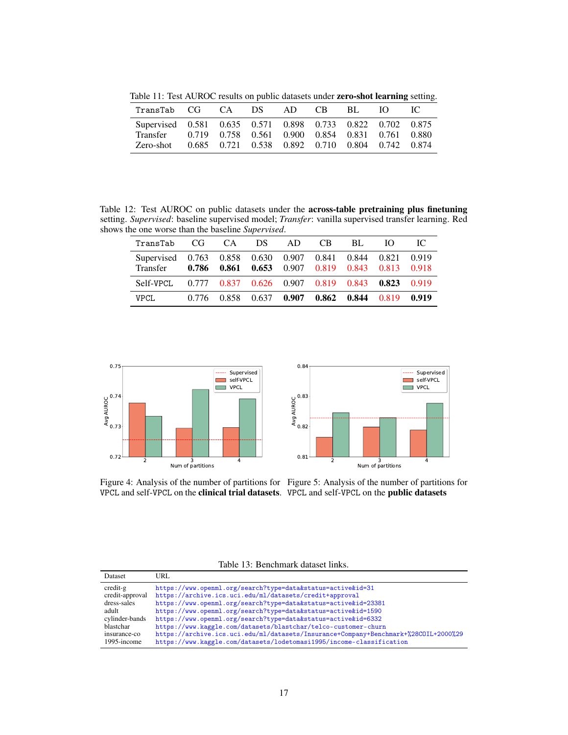Table 11: Test AUROC results on public datasets under **zero-shot learning** setting.

| TransTab | CG | CA | DS | AD | CB | BL | IO | IC |
|---|---|---|---|---|---|---|---|---|
| Supervised | 0.581 | 0.635 | 0.571 | 0.898 | 0.733 | 0.822 | 0.702 | 0.875 |
| Transfer | 0.719 | 0.758 | 0.561 | 0.900 | 0.854 | 0.831 | 0.761 | 0.880 |
| Zero-shot | 0.685 | 0.721 | 0.538 | 0.892 | 0.710 | 0.804 | 0.742 | 0.874 |

Table 12: Test AUROC on public datasets under the **across-table pretraining plus finetuning** setting. *Supervised*: baseline supervised model; *Transfer*: vanilla supervised transfer learning. Red shows the one worse than the baseline *Supervised*.

| TransTab | CG | CA | DS | AD | CB | BL | IO | IC |
|---|---|---|---|---|---|---|---|---|
| Supervised | 0.763 | 0.858 | 0.630 | 0.907 | 0.841 | 0.844 | 0.821 | 0.919 |
| Transfer | **0.786** | **0.861** | **0.653** | 0.907 | 0.819 | 0.843 | 0.813 | 0.918 |
| Self-VPCL | 0.777 | 0.837 | 0.626 | 0.907 | 0.819 | 0.843 | **0.823** | 0.919 |
| VPCL | 0.776 | 0.858 | 0.637 | **0.907** | **0.862** | **0.844** | 0.819 | **0.919** |

Avg AUROC
0.75
0.74
0.73
0.72
Supervised
self-VPCL
VPCL
2
3
4
Num of partitions

Figure 4: Analysis of the number of partitions for VPCL and self-VPCL on the **clinical trial datasets**.

Avg AUROC
0.84
0.83
0.82
0.81
Supervised
self-VPCL
VPCL
2
3
4
Num of partitions

Figure 5: Analysis of the number of partitions for VPCL and self-VPCL on the **public datasets**

Table 13: Benchmark dataset links.

| Dataset | URL |
|---|---|
| credit-g | https://www.openml.org/search?type=data&status=active&id=31 |
| credit-approval | https://archive.ics.uci.edu/ml/datasets/credit+approval |
| dress-sales | https://www.openml.org/search?type=data&status=active&id=23381 |
| adult | https://www.openml.org/search?type=data&status=active&id=1590 |
| cylinder-bands | https://www.openml.org/search?type=data&status=active&id=6332 |
| blastchar | https://www.kaggle.com/datasets/blastchar/telco-customer-churn |
| insurance-co | https://archive.ics.uci.edu/ml/datasets/Insurance+Company+Benchmark+%28COIL+2000%29 |
| 1995-income | https://www.kaggle.com/datasets/lodetomasi1995/income-classification |